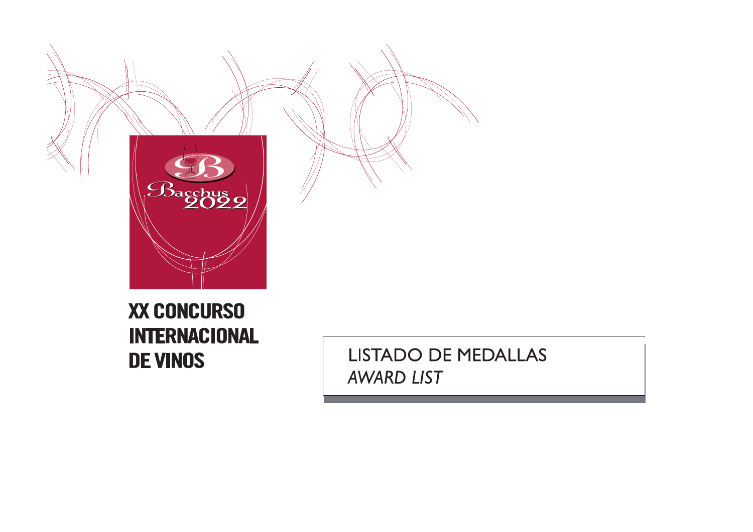Bacchus 2022

# XX CONCURSO INTERNACIONAL DE VINOS

## LISTADO DE MEDALLAS

*AWARD LIST*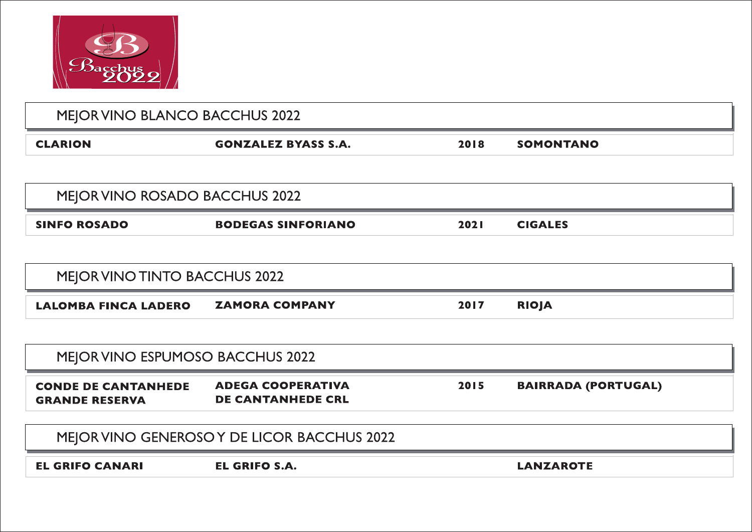## MEJOR VINO BLANCO BACCHUS 2022

| | | | |
|---|---|---|---|
| **CLARION** | **GONZALEZ BYASS S.A.** | **2018** | **SOMONTANO** |

## MEJOR VINO ROSADO BACCHUS 2022

| | | | |
|---|---|---|---|
| **SINFO ROSADO** | **BODEGAS SINFORIANO** | **2021** | **CIGALES** |

## MEJOR VINO TINTO BACCHUS 2022

| | | | |
|---|---|---|---|
| **LALOMBA FINCA LADERO** | **ZAMORA COMPANY** | **2017** | **RIOJA** |

## MEJOR VINO ESPUMOSO BACCHUS 2022

| | | | |
|---|---|---|---|
| **CONDE DE CANTANHEDE GRANDE RESERVA** | **ADEGA COOPERATIVA DE CANTANHEDE CRL** | **2015** | **BAIRRADA (PORTUGAL)** |

## MEJOR VINO GENEROSO Y DE LICOR BACCHUS 2022

| | | | |
|---|---|---|---|
| **EL GRIFO CANARI** | **EL GRIFO S.A.** | | **LANZAROTE** |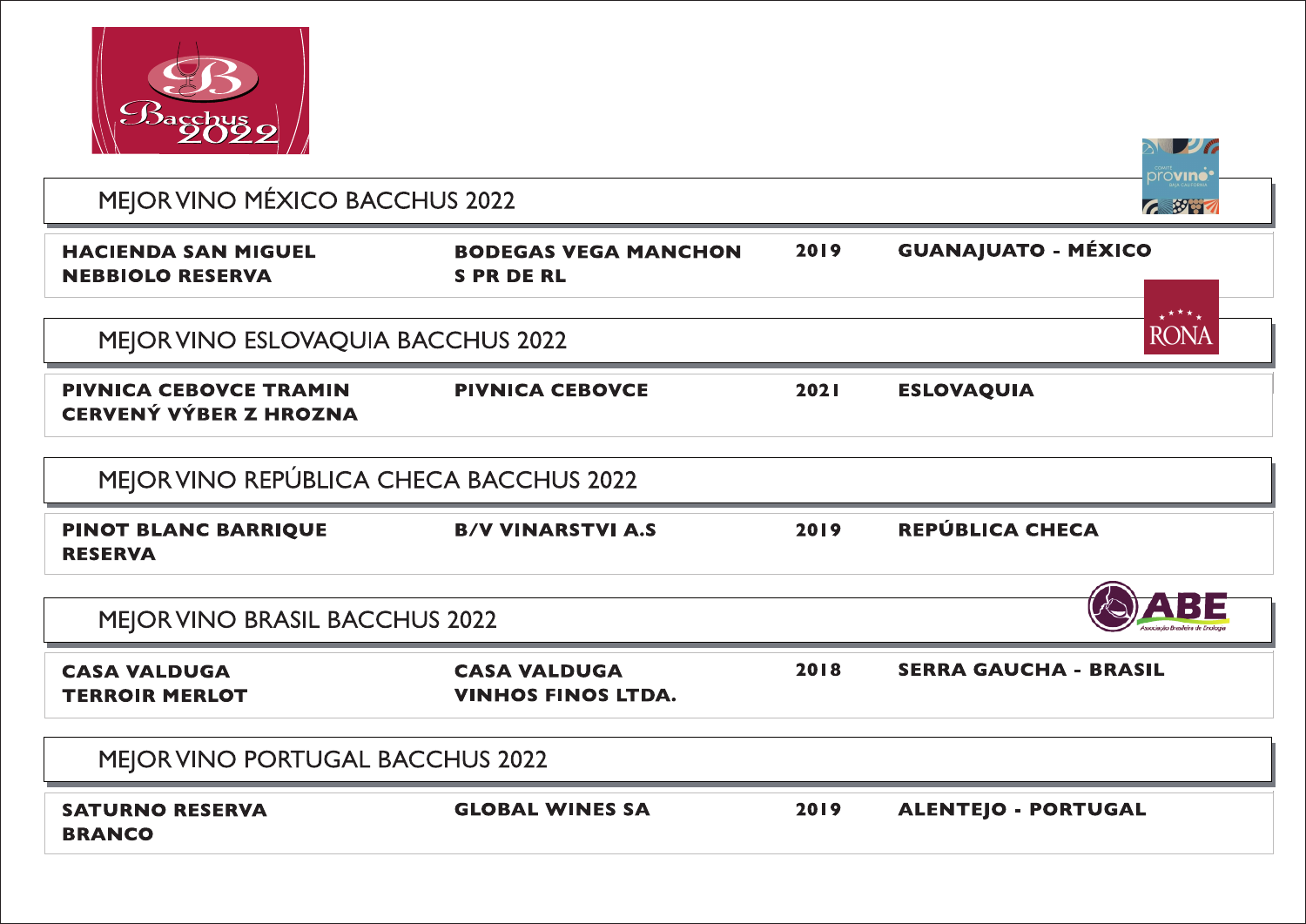## MEJOR VINO MÉXICO BACCHUS 2022

| | | | |
|---|---|---|---|
| **HACIENDA SAN MIGUEL NEBBIOLO RESERVA** | **BODEGAS VEGA MANCHON S PR DE RL** | **2019** | **GUANAJUATO - MÉXICO** |

## MEJOR VINO ESLOVAQUIA BACCHUS 2022

| | | | |
|---|---|---|---|
| **PIVNICA CEBOVCE TRAMIN CERVENÝ VÝBER Z HROZNA** | **PIVNICA CEBOVCE** | **2021** | **ESLOVAQUIA** |

## MEJOR VINO REPÚBLICA CHECA BACCHUS 2022

| | | | |
|---|---|---|---|
| **PINOT BLANC BARRIQUE RESERVA** | **B/V VINARSTVI A.S** | **2019** | **REPÚBLICA CHECA** |

## MEJOR VINO BRASIL BACCHUS 2022

| | | | |
|---|---|---|---|
| **CASA VALDUGA TERROIR MERLOT** | **CASA VALDUGA VINHOS FINOS LTDA.** | **2018** | **SERRA GAUCHA - BRASIL** |

## MEJOR VINO PORTUGAL BACCHUS 2022

| | | | |
|---|---|---|---|
| **SATURNO RESERVA BRANCO** | **GLOBAL WINES SA** | **2019** | **ALENTEJO - PORTUGAL** |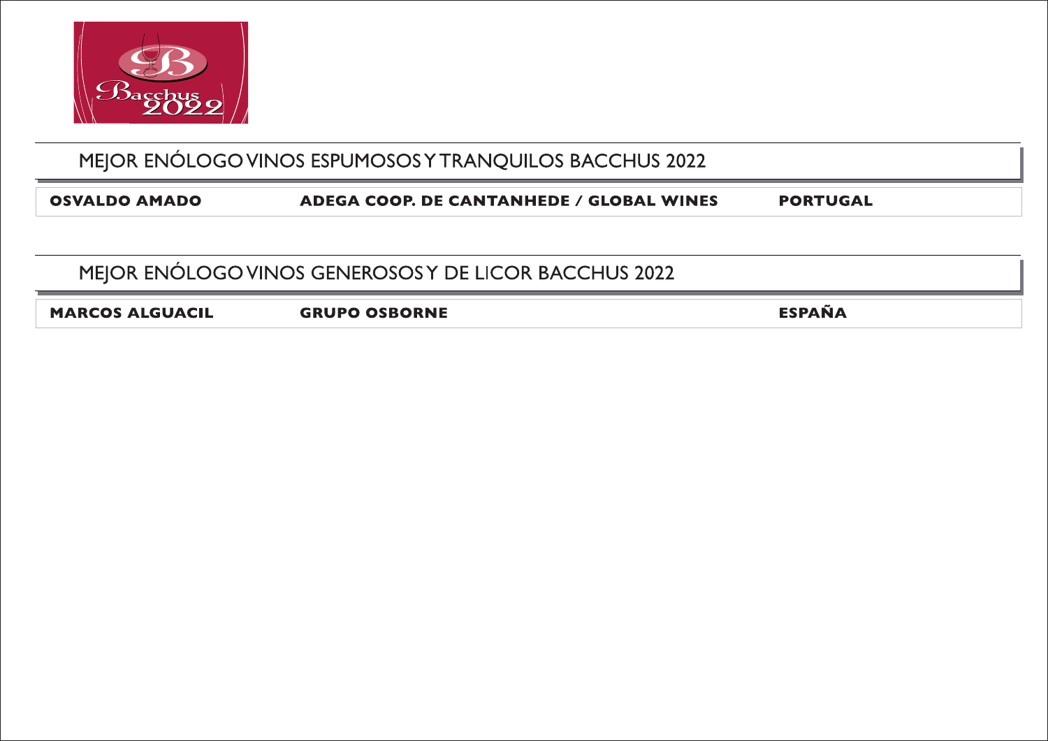## MEJOR ENÓLOGO VINOS ESPUMOSOS Y TRANQUILOS BACCHUS 2022

| OSVALDO AMADO | ADEGA COOP. DE CANTANHEDE / GLOBAL WINES | PORTUGAL |
|---|---|---|

## MEJOR ENÓLOGO VINOS GENEROSOS Y DE LICOR BACCHUS 2022

| MARCOS ALGUACIL | GRUPO OSBORNE | ESPAÑA |
|---|---|---|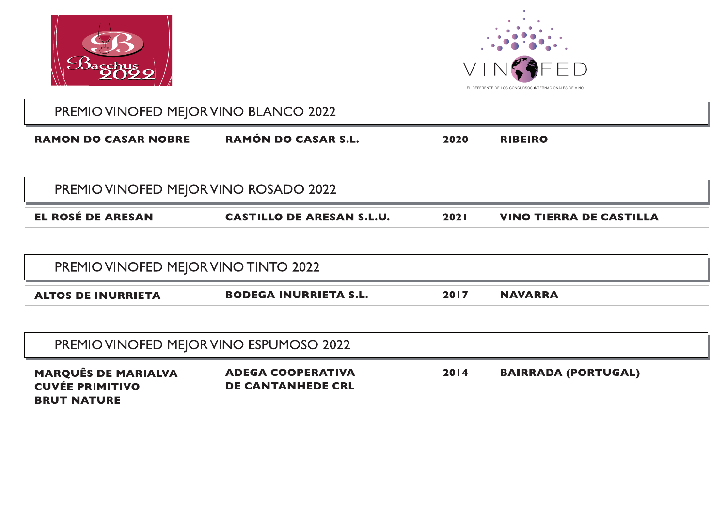## PREMIO VINOFED MEJOR VINO BLANCO 2022

| RAMON DO CASAR NOBRE | RAMÓN DO CASAR S.L. | 2020 | RIBEIRO |
|---|---|---|---|

## PREMIO VINOFED MEJOR VINO ROSADO 2022

| EL ROSÉ DE ARESAN | CASTILLO DE ARESAN S.L.U. | 2021 | VINO TIERRA DE CASTILLA |
|---|---|---|---|

## PREMIO VINOFED MEJOR VINO TINTO 2022

| ALTOS DE INURRIETA | BODEGA INURRIETA S.L. | 2017 | NAVARRA |
|---|---|---|---|

## PREMIO VINOFED MEJOR VINO ESPUMOSO 2022

| MARQUÊS DE MARIALVA CUVÉE PRIMITIVO BRUT NATURE | ADEGA COOPERATIVA DE CANTANHEDE CRL | 2014 | BAIRRADA (PORTUGAL) |
|---|---|---|---|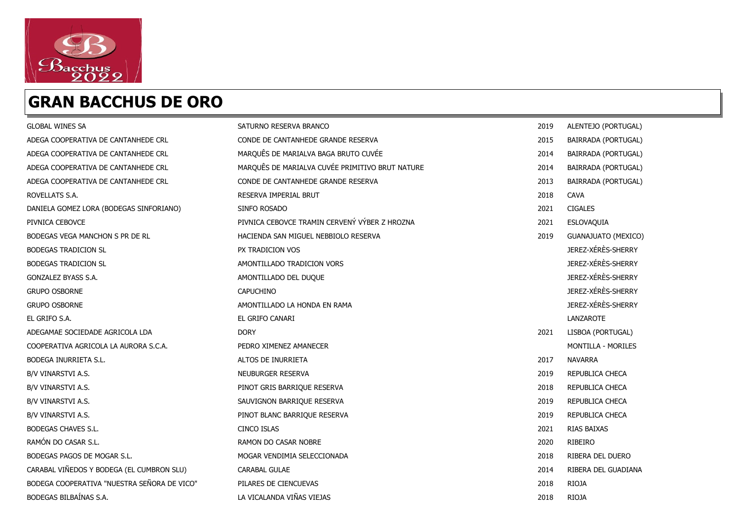# GRAN BACCHUS DE ORO

| | | | |
|---|---|---|---|
| GLOBAL WINES SA | SATURNO RESERVA BRANCO | 2019 | ALENTEJO (PORTUGAL) |
| ADEGA COOPERATIVA DE CANTANHEDE CRL | CONDE DE CANTANHEDE GRANDE RESERVA | 2015 | BAIRRADA (PORTUGAL) |
| ADEGA COOPERATIVA DE CANTANHEDE CRL | MARQUÊS DE MARIALVA BAGA BRUTO CUVÉE | 2014 | BAIRRADA (PORTUGAL) |
| ADEGA COOPERATIVA DE CANTANHEDE CRL | MARQUÊS DE MARIALVA CUVÉE PRIMITIVO BRUT NATURE | 2014 | BAIRRADA (PORTUGAL) |
| ADEGA COOPERATIVA DE CANTANHEDE CRL | CONDE DE CANTANHEDE GRANDE RESERVA | 2013 | BAIRRADA (PORTUGAL) |
| ROVELLATS S.A. | RESERVA IMPERIAL BRUT | 2018 | CAVA |
| DANIELA GOMEZ LORA (BODEGAS SINFORIANO) | SINFO ROSADO | 2021 | CIGALES |
| PIVNICA CEBOVCE | PIVNICA CEBOVCE TRAMIN CERVENÝ VÝBER Z HROZNA | 2021 | ESLOVAQUIA |
| BODEGAS VEGA MANCHON S PR DE RL | HACIENDA SAN MIGUEL NEBBIOLO RESERVA | 2019 | GUANAJUATO (MEXICO) |
| BODEGAS TRADICION SL | PX TRADICION VOS | | JEREZ-XÉRÈS-SHERRY |
| BODEGAS TRADICION SL | AMONTILLADO TRADICION VORS | | JEREZ-XÉRÈS-SHERRY |
| GONZALEZ BYASS S.A. | AMONTILLADO DEL DUQUE | | JEREZ-XÉRÈS-SHERRY |
| GRUPO OSBORNE | CAPUCHINO | | JEREZ-XÉRÈS-SHERRY |
| GRUPO OSBORNE | AMONTILLADO LA HONDA EN RAMA | | JEREZ-XÉRÈS-SHERRY |
| EL GRIFO S.A. | EL GRIFO CANARI | | LANZAROTE |
| ADEGAMAE SOCIEDADE AGRICOLA LDA | DORY | 2021 | LISBOA (PORTUGAL) |
| COOPERATIVA AGRICOLA LA AURORA S.C.A. | PEDRO XIMENEZ AMANECER | | MONTILLA - MORILES |
| BODEGA INURRIETA S.L. | ALTOS DE INURRIETA | 2017 | NAVARRA |
| B/V VINARSTVI A.S. | NEUBURGER RESERVA | 2019 | REPUBLICA CHECA |
| B/V VINARSTVI A.S. | PINOT GRIS BARRIQUE RESERVA | 2018 | REPUBLICA CHECA |
| B/V VINARSTVI A.S. | SAUVIGNON BARRIQUE RESERVA | 2019 | REPUBLICA CHECA |
| B/V VINARSTVI A.S. | PINOT BLANC BARRIQUE RESERVA | 2019 | REPUBLICA CHECA |
| BODEGAS CHAVES S.L. | CINCO ISLAS | 2021 | RIAS BAIXAS |
| RAMÓN DO CASAR S.L. | RAMON DO CASAR NOBRE | 2020 | RIBEIRO |
| BODEGAS PAGOS DE MOGAR S.L. | MOGAR VENDIMIA SELECCIONADA | 2018 | RIBERA DEL DUERO |
| CARABAL VIÑEDOS Y BODEGA (EL CUMBRON SLU) | CARABAL GULAE | 2014 | RIBERA DEL GUADIANA |
| BODEGA COOPERATIVA "NUESTRA SEÑORA DE VICO" | PILARES DE CIENCUEVAS | 2018 | RIOJA |
| BODEGAS BILBAÍNAS S.A. | LA VICALANDA VIÑAS VIEJAS | 2018 | RIOJA |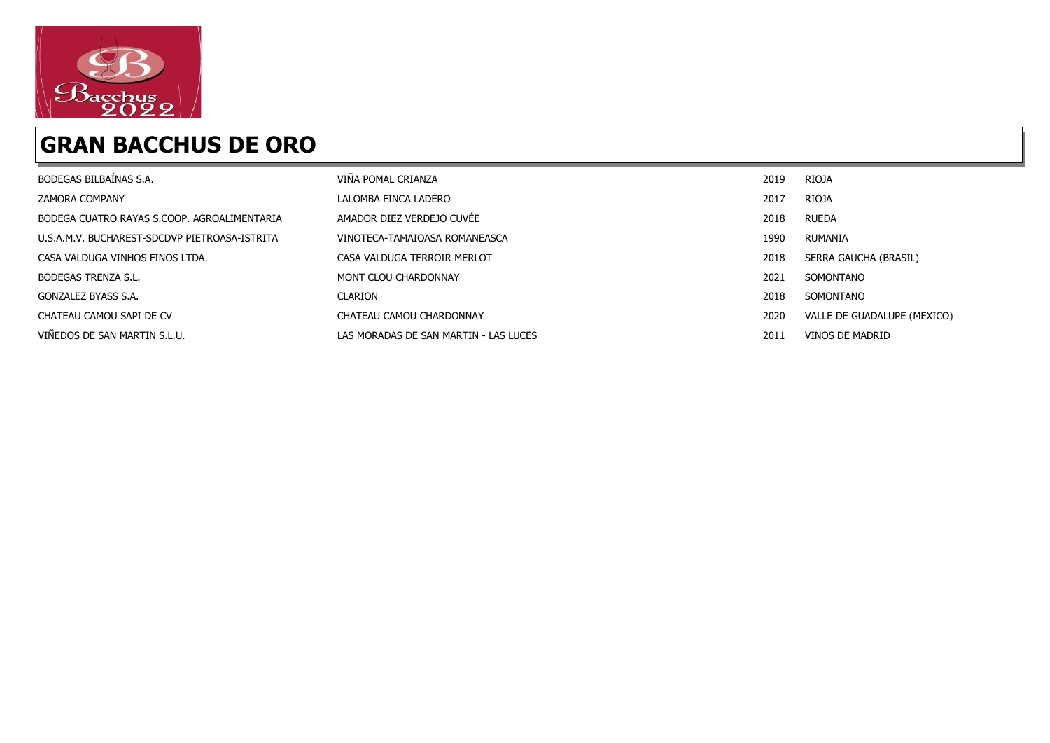# GRAN BACCHUS DE ORO

| | | | |
|---|---|---|---|
| BODEGAS BILBAÍNAS S.A. | VIÑA POMAL CRIANZA | 2019 | RIOJA |
| ZAMORA COMPANY | LALOMBA FINCA LADERO | 2017 | RIOJA |
| BODEGA CUATRO RAYAS S.COOP. AGROALIMENTARIA | AMADOR DIEZ VERDEJO CUVÉE | 2018 | RUEDA |
| U.S.A.M.V. BUCHAREST-SDCDVP PIETROASA-ISTRITA | VINOTECA-TAMAIOASA ROMANEASCA | 1990 | RUMANIA |
| CASA VALDUGA VINHOS FINOS LTDA. | CASA VALDUGA TERROIR MERLOT | 2018 | SERRA GAUCHA (BRASIL) |
| BODEGAS TRENZA S.L. | MONT CLOU CHARDONNAY | 2021 | SOMONTANO |
| GONZALEZ BYASS S.A. | CLARION | 2018 | SOMONTANO |
| CHATEAU CAMOU SAPI DE CV | CHATEAU CAMOU CHARDONNAY | 2020 | VALLE DE GUADALUPE (MEXICO) |
| VIÑEDOS DE SAN MARTIN S.L.U. | LAS MORADAS DE SAN MARTIN - LAS LUCES | 2011 | VINOS DE MADRID |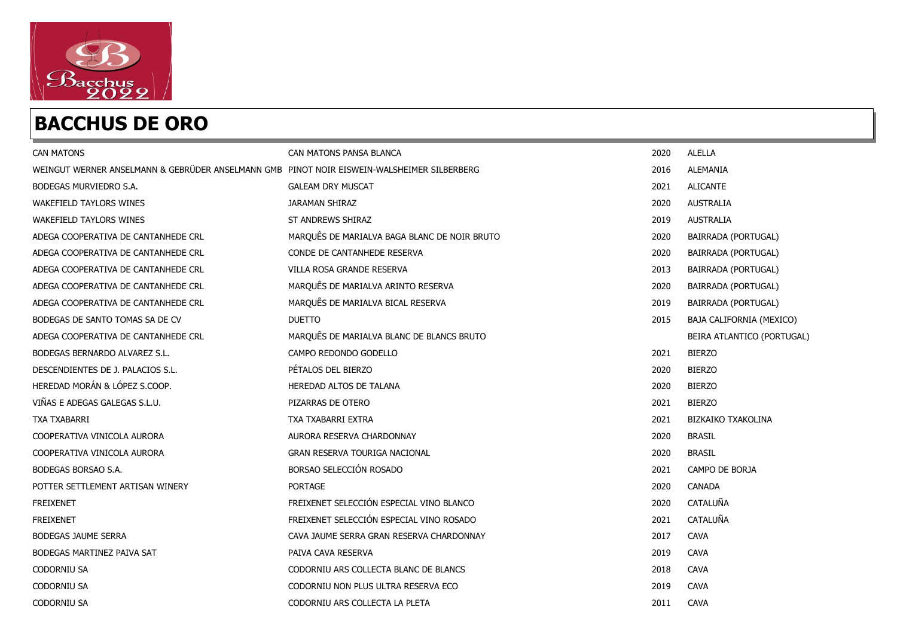## BACCHUS DE ORO

| | | | |
|---|---|---|---|
| CAN MATONS | CAN MATONS PANSA BLANCA | 2020 | ALELLA |
| WEINGUT WERNER ANSELMANN & GEBRÜDER ANSELMANN GMB | PINOT NOIR EISWEIN-WALSHEIMER SILBERBERG | 2016 | ALEMANIA |
| BODEGAS MURVIEDRO S.A. | GALEAM DRY MUSCAT | 2021 | ALICANTE |
| WAKEFIELD TAYLORS WINES | JARAMAN SHIRAZ | 2020 | AUSTRALIA |
| WAKEFIELD TAYLORS WINES | ST ANDREWS SHIRAZ | 2019 | AUSTRALIA |
| ADEGA COOPERATIVA DE CANTANHEDE CRL | MARQUÊS DE MARIALVA BAGA BLANC DE NOIR BRUTO | 2020 | BAIRRADA (PORTUGAL) |
| ADEGA COOPERATIVA DE CANTANHEDE CRL | CONDE DE CANTANHEDE RESERVA | 2020 | BAIRRADA (PORTUGAL) |
| ADEGA COOPERATIVA DE CANTANHEDE CRL | VILLA ROSA GRANDE RESERVA | 2013 | BAIRRADA (PORTUGAL) |
| ADEGA COOPERATIVA DE CANTANHEDE CRL | MARQUÊS DE MARIALVA ARINTO RESERVA | 2020 | BAIRRADA (PORTUGAL) |
| ADEGA COOPERATIVA DE CANTANHEDE CRL | MARQUÊS DE MARIALVA BICAL RESERVA | 2019 | BAIRRADA (PORTUGAL) |
| BODEGAS DE SANTO TOMAS SA DE CV | DUETTO | 2015 | BAJA CALIFORNIA (MEXICO) |
| ADEGA COOPERATIVA DE CANTANHEDE CRL | MARQUÊS DE MARIALVA BLANC DE BLANCS BRUTO | | BEIRA ATLANTICO (PORTUGAL) |
| BODEGAS BERNARDO ALVAREZ S.L. | CAMPO REDONDO GODELLO | 2021 | BIERZO |
| DESCENDIENTES DE J. PALACIOS S.L. | PÉTALOS DEL BIERZO | 2020 | BIERZO |
| HEREDAD MORÁN & LÓPEZ S.COOP. | HEREDAD ALTOS DE TALANA | 2020 | BIERZO |
| VIÑAS E ADEGAS GALEGAS S.L.U. | PIZARRAS DE OTERO | 2021 | BIERZO |
| TXA TXABARRI | TXA TXABARRI EXTRA | 2021 | BIZKAIKO TXAKOLINA |
| COOPERATIVA VINICOLA AURORA | AURORA RESERVA CHARDONNAY | 2020 | BRASIL |
| COOPERATIVA VINICOLA AURORA | GRAN RESERVA TOURIGA NACIONAL | 2020 | BRASIL |
| BODEGAS BORSAO S.A. | BORSAO SELECCIÓN ROSADO | 2021 | CAMPO DE BORJA |
| POTTER SETTLEMENT ARTISAN WINERY | PORTAGE | 2020 | CANADA |
| FREIXENET | FREIXENET SELECCIÓN ESPECIAL VINO BLANCO | 2020 | CATALUÑA |
| FREIXENET | FREIXENET SELECCIÓN ESPECIAL VINO ROSADO | 2021 | CATALUÑA |
| BODEGAS JAUME SERRA | CAVA JAUME SERRA GRAN RESERVA CHARDONNAY | 2017 | CAVA |
| BODEGAS MARTINEZ PAIVA SAT | PAIVA CAVA RESERVA | 2019 | CAVA |
| CODORNIU SA | CODORNIU ARS COLLECTA BLANC DE BLANCS | 2018 | CAVA |
| CODORNIU SA | CODORNIU NON PLUS ULTRA RESERVA ECO | 2019 | CAVA |
| CODORNIU SA | CODORNIU ARS COLLECTA LA PLETA | 2011 | CAVA |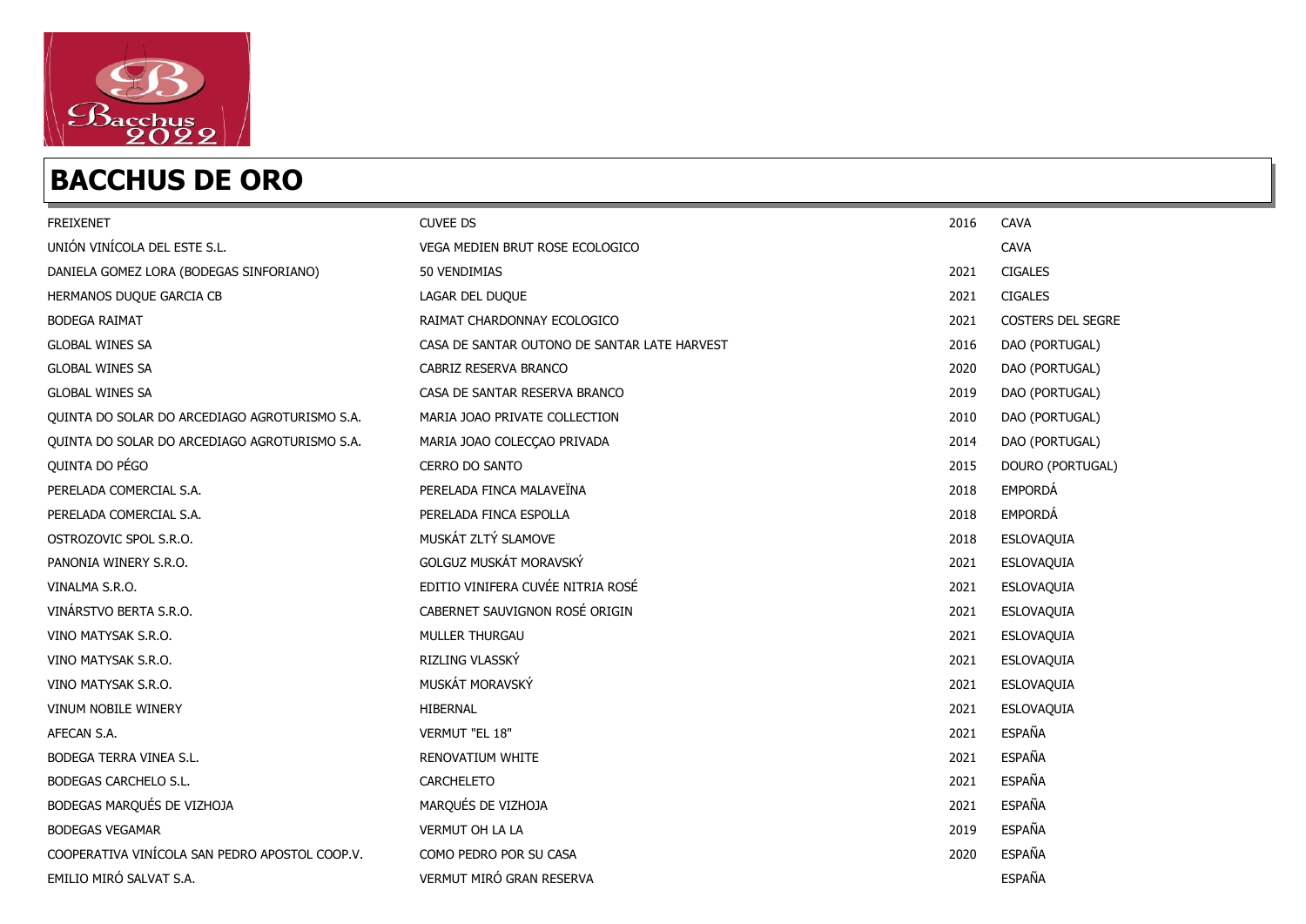# BACCHUS DE ORO

| | | | |
|---|---|---|---|
| FREIXENET | CUVEE DS | 2016 | CAVA |
| UNIÓN VINÍCOLA DEL ESTE S.L. | VEGA MEDIEN BRUT ROSE ECOLOGICO | | CAVA |
| DANIELA GOMEZ LORA (BODEGAS SINFORIANO) | 50 VENDIMIAS | 2021 | CIGALES |
| HERMANOS DUQUE GARCIA CB | LAGAR DEL DUQUE | 2021 | CIGALES |
| BODEGA RAIMAT | RAIMAT CHARDONNAY ECOLOGICO | 2021 | COSTERS DEL SEGRE |
| GLOBAL WINES SA | CASA DE SANTAR OUTONO DE SANTAR LATE HARVEST | 2016 | DAO (PORTUGAL) |
| GLOBAL WINES SA | CABRIZ RESERVA BRANCO | 2020 | DAO (PORTUGAL) |
| GLOBAL WINES SA | CASA DE SANTAR RESERVA BRANCO | 2019 | DAO (PORTUGAL) |
| QUINTA DO SOLAR DO ARCEDIAGO AGROTURISMO S.A. | MARIA JOAO PRIVATE COLLECTION | 2010 | DAO (PORTUGAL) |
| QUINTA DO SOLAR DO ARCEDIAGO AGROTURISMO S.A. | MARIA JOAO COLECÇAO PRIVADA | 2014 | DAO (PORTUGAL) |
| QUINTA DO PÉGO | CERRO DO SANTO | 2015 | DOURO (PORTUGAL) |
| PERELADA COMERCIAL S.A. | PERELADA FINCA MALAVEÏNA | 2018 | EMPORDÁ |
| PERELADA COMERCIAL S.A. | PERELADA FINCA ESPOLLA | 2018 | EMPORDÁ |
| OSTROZOVIC SPOL S.R.O. | MUSKÁT ZLTÝ SLAMOVE | 2018 | ESLOVAQUIA |
| PANONIA WINERY S.R.O. | GOLGUZ MUSKÁT MORAVSKÝ | 2021 | ESLOVAQUIA |
| VINALMA S.R.O. | EDITIO VINIFERA CUVÉE NITRIA ROSÉ | 2021 | ESLOVAQUIA |
| VINÁRSTVO BERTA S.R.O. | CABERNET SAUVIGNON ROSÉ ORIGIN | 2021 | ESLOVAQUIA |
| VINO MATYSAK S.R.O. | MULLER THURGAU | 2021 | ESLOVAQUIA |
| VINO MATYSAK S.R.O. | RIZLING VLASSKÝ | 2021 | ESLOVAQUIA |
| VINO MATYSAK S.R.O. | MUSKÁT MORAVSKÝ | 2021 | ESLOVAQUIA |
| VINUM NOBILE WINERY | HIBERNAL | 2021 | ESLOVAQUIA |
| AFECAN S.A. | VERMUT "EL 18" | 2021 | ESPAÑA |
| BODEGA TERRA VINEA S.L. | RENOVATIUM WHITE | 2021 | ESPAÑA |
| BODEGAS CARCHELO S.L. | CARCHELETO | 2021 | ESPAÑA |
| BODEGAS MARQUÉS DE VIZHOJA | MARQUÉS DE VIZHOJA | 2021 | ESPAÑA |
| BODEGAS VEGAMAR | VERMUT OH LA LA | 2019 | ESPAÑA |
| COOPERATIVA VINÍCOLA SAN PEDRO APOSTOL COOP.V. | COMO PEDRO POR SU CASA | 2020 | ESPAÑA |
| EMILIO MIRÓ SALVAT S.A. | VERMUT MIRÓ GRAN RESERVA | | ESPAÑA |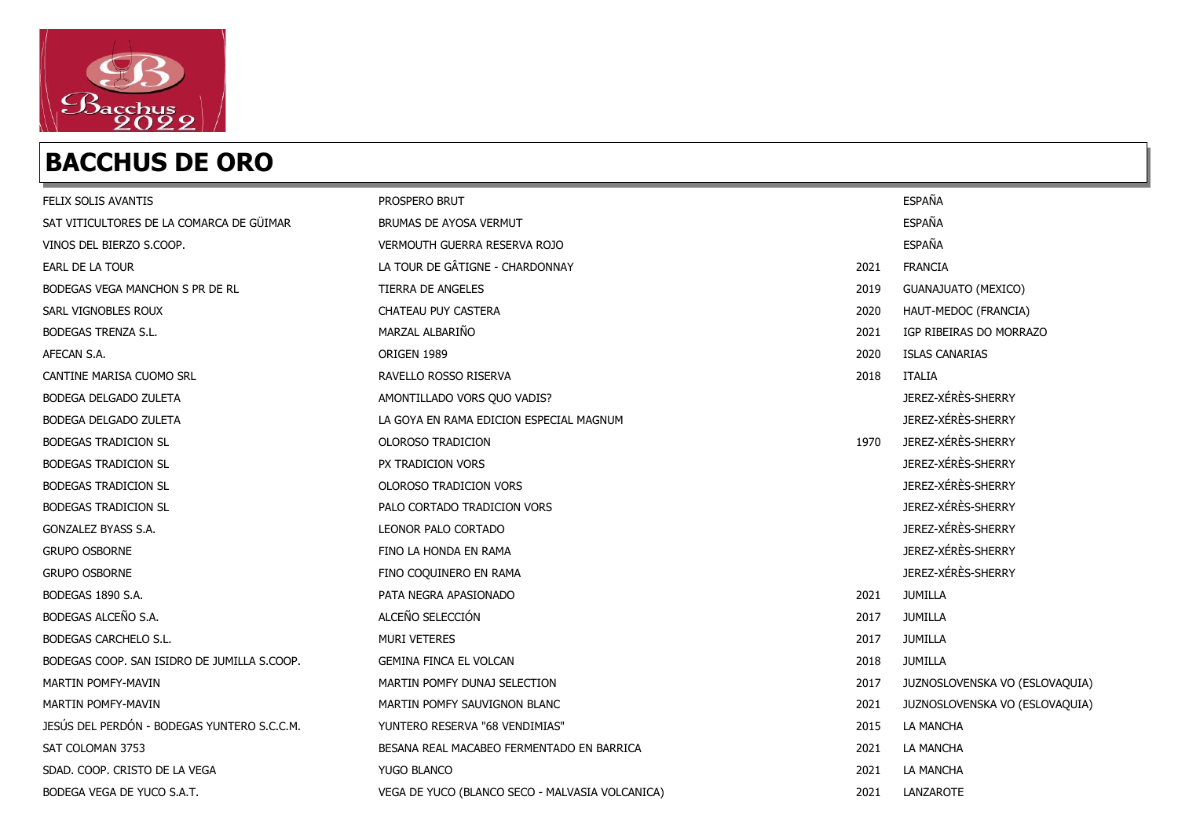# BACCHUS DE ORO

| | | | |
|---|---|---|---|
| FELIX SOLIS AVANTIS | PROSPERO BRUT | | ESPAÑA |
| SAT VITICULTORES DE LA COMARCA DE GÜIMAR | BRUMAS DE AYOSA VERMUT | | ESPAÑA |
| VINOS DEL BIERZO S.COOP. | VERMOUTH GUERRA RESERVA ROJO | | ESPAÑA |
| EARL DE LA TOUR | LA TOUR DE GÂTIGNE - CHARDONNAY | 2021 | FRANCIA |
| BODEGAS VEGA MANCHON S PR DE RL | TIERRA DE ANGELES | 2019 | GUANAJUATO (MEXICO) |
| SARL VIGNOBLES ROUX | CHATEAU PUY CASTERA | 2020 | HAUT-MEDOC (FRANCIA) |
| BODEGAS TRENZA S.L. | MARZAL ALBARIÑO | 2021 | IGP RIBEIRAS DO MORRAZO |
| AFECAN S.A. | ORIGEN 1989 | 2020 | ISLAS CANARIAS |
| CANTINE MARISA CUOMO SRL | RAVELLO ROSSO RISERVA | 2018 | ITALIA |
| BODEGA DELGADO ZULETA | AMONTILLADO VORS QUO VADIS? | | JEREZ-XÉRÈS-SHERRY |
| BODEGA DELGADO ZULETA | LA GOYA EN RAMA EDICION ESPECIAL MAGNUM | | JEREZ-XÉRÈS-SHERRY |
| BODEGAS TRADICION SL | OLOROSO TRADICION | 1970 | JEREZ-XÉRÈS-SHERRY |
| BODEGAS TRADICION SL | PX TRADICION VORS | | JEREZ-XÉRÈS-SHERRY |
| BODEGAS TRADICION SL | OLOROSO TRADICION VORS | | JEREZ-XÉRÈS-SHERRY |
| BODEGAS TRADICION SL | PALO CORTADO TRADICION VORS | | JEREZ-XÉRÈS-SHERRY |
| GONZALEZ BYASS S.A. | LEONOR PALO CORTADO | | JEREZ-XÉRÈS-SHERRY |
| GRUPO OSBORNE | FINO LA HONDA EN RAMA | | JEREZ-XÉRÈS-SHERRY |
| GRUPO OSBORNE | FINO COQUINERO EN RAMA | | JEREZ-XÉRÈS-SHERRY |
| BODEGAS 1890 S.A. | PATA NEGRA APASIONADO | 2021 | JUMILLA |
| BODEGAS ALCEÑO S.A. | ALCEÑO SELECCIÓN | 2017 | JUMILLA |
| BODEGAS CARCHELO S.L. | MURI VETERES | 2017 | JUMILLA |
| BODEGAS COOP. SAN ISIDRO DE JUMILLA S.COOP. | GEMINA FINCA EL VOLCAN | 2018 | JUMILLA |
| MARTIN POMFY-MAVIN | MARTIN POMFY DUNAJ SELECTION | 2017 | JUZNOSLOVENSKA VO (ESLOVAQUIA) |
| MARTIN POMFY-MAVIN | MARTIN POMFY SAUVIGNON BLANC | 2021 | JUZNOSLOVENSKA VO (ESLOVAQUIA) |
| JESÚS DEL PERDÓN - BODEGAS YUNTERO S.C.C.M. | YUNTERO RESERVA "68 VENDIMIAS" | 2015 | LA MANCHA |
| SAT COLOMAN 3753 | BESANA REAL MACABEO FERMENTADO EN BARRICA | 2021 | LA MANCHA |
| SDAD. COOP. CRISTO DE LA VEGA | YUGO BLANCO | 2021 | LA MANCHA |
| BODEGA VEGA DE YUCO S.A.T. | VEGA DE YUCO (BLANCO SECO - MALVASIA VOLCANICA) | 2021 | LANZAROTE |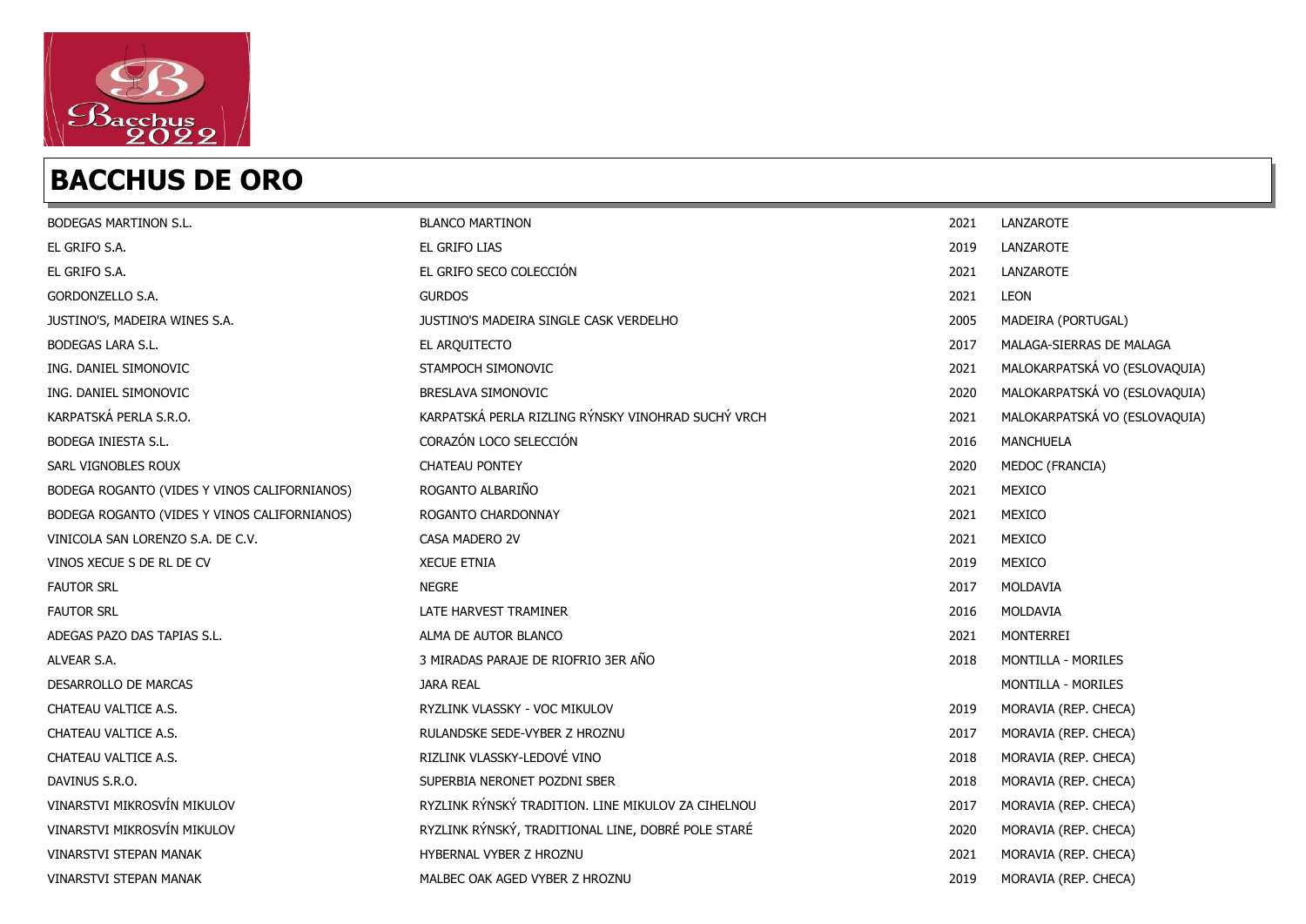# BACCHUS DE ORO

| | | | |
|---|---|---|---|
| BODEGAS MARTINON S.L. | BLANCO MARTINON | 2021 | LANZAROTE |
| EL GRIFO S.A. | EL GRIFO LIAS | 2019 | LANZAROTE |
| EL GRIFO S.A. | EL GRIFO SECO COLECCIÓN | 2021 | LANZAROTE |
| GORDONZELLO S.A. | GURDOS | 2021 | LEON |
| JUSTINO'S, MADEIRA WINES S.A. | JUSTINO'S MADEIRA SINGLE CASK VERDELHO | 2005 | MADEIRA (PORTUGAL) |
| BODEGAS LARA S.L. | EL ARQUITECTO | 2017 | MALAGA-SIERRAS DE MALAGA |
| ING. DANIEL SIMONOVIC | STAMPOCH SIMONOVIC | 2021 | MALOKARPATSKÁ VO (ESLOVAQUIA) |
| ING. DANIEL SIMONOVIC | BRESLAVA SIMONOVIC | 2020 | MALOKARPATSKÁ VO (ESLOVAQUIA) |
| KARPATSKÁ PERLA S.R.O. | KARPATSKÁ PERLA RIZLING RÝNSKY VINOHRAD SUCHÝ VRCH | 2021 | MALOKARPATSKÁ VO (ESLOVAQUIA) |
| BODEGA INIESTA S.L. | CORAZÓN LOCO SELECCIÓN | 2016 | MANCHUELA |
| SARL VIGNOBLES ROUX | CHATEAU PONTEY | 2020 | MEDOC (FRANCIA) |
| BODEGA ROGANTO (VIDES Y VINOS CALIFORNIANOS) | ROGANTO ALBARIÑO | 2021 | MEXICO |
| BODEGA ROGANTO (VIDES Y VINOS CALIFORNIANOS) | ROGANTO CHARDONNAY | 2021 | MEXICO |
| VINICOLA SAN LORENZO S.A. DE C.V. | CASA MADERO 2V | 2021 | MEXICO |
| VINOS XECUE S DE RL DE CV | XECUE ETNIA | 2019 | MEXICO |
| FAUTOR SRL | NEGRE | 2017 | MOLDAVIA |
| FAUTOR SRL | LATE HARVEST TRAMINER | 2016 | MOLDAVIA |
| ADEGAS PAZO DAS TAPIAS S.L. | ALMA DE AUTOR BLANCO | 2021 | MONTERREI |
| ALVEAR S.A. | 3 MIRADAS PARAJE DE RIOFRIO 3ER AÑO | 2018 | MONTILLA - MORILES |
| DESARROLLO DE MARCAS | JARA REAL | | MONTILLA - MORILES |
| CHATEAU VALTICE A.S. | RYZLINK VLASSKY - VOC MIKULOV | 2019 | MORAVIA (REP. CHECA) |
| CHATEAU VALTICE A.S. | RULANDSKE SEDE-VYBER Z HROZNU | 2017 | MORAVIA (REP. CHECA) |
| CHATEAU VALTICE A.S. | RIZLINK VLASSKY-LEDOVÉ VINO | 2018 | MORAVIA (REP. CHECA) |
| DAVINUS S.R.O. | SUPERBIA NERONET POZDNI SBER | 2018 | MORAVIA (REP. CHECA) |
| VINARSTVI MIKROSVÍN MIKULOV | RYZLINK RÝNSKÝ TRADITION. LINE MIKULOV ZA CIHELNOU | 2017 | MORAVIA (REP. CHECA) |
| VINARSTVI MIKROSVÍN MIKULOV | RYZLINK RÝNSKÝ, TRADITIONAL LINE, DOBRÉ POLE STARÉ | 2020 | MORAVIA (REP. CHECA) |
| VINARSTVI STEPAN MANAK | HYBERNAL VYBER Z HROZNU | 2021 | MORAVIA (REP. CHECA) |
| VINARSTVI STEPAN MANAK | MALBEC OAK AGED VYBER Z HROZNU | 2019 | MORAVIA (REP. CHECA) |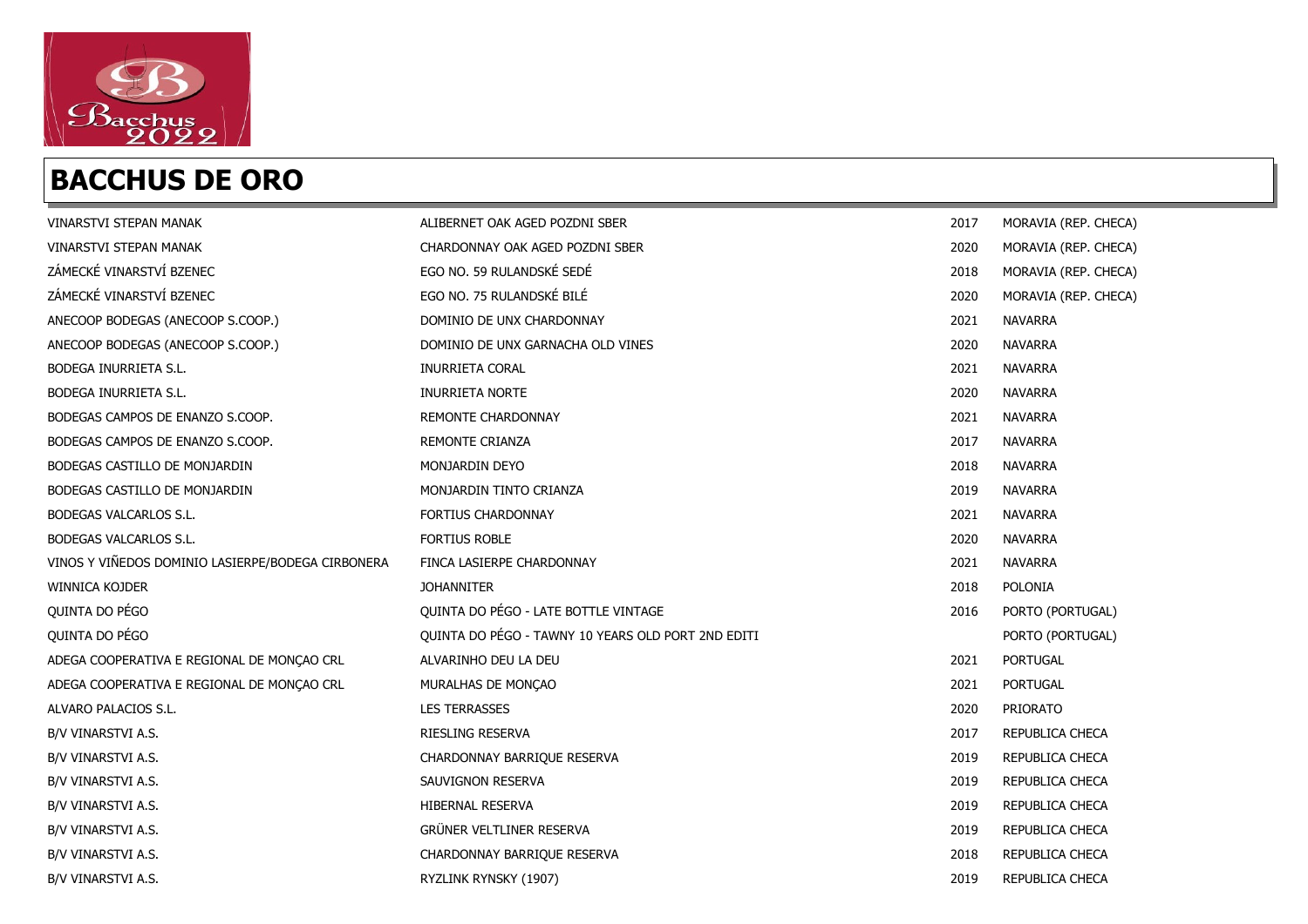# BACCHUS DE ORO

| | | | |
|---|---|---|---|
| VINARSTVI STEPAN MANAK | ALIBERNET OAK AGED POZDNI SBER | 2017 | MORAVIA (REP. CHECA) |
| VINARSTVI STEPAN MANAK | CHARDONNAY OAK AGED POZDNI SBER | 2020 | MORAVIA (REP. CHECA) |
| ZÁMECKÉ VINARSTVÍ BZENEC | EGO NO. 59 RULANDSKÉ SEDÉ | 2018 | MORAVIA (REP. CHECA) |
| ZÁMECKÉ VINARSTVÍ BZENEC | EGO NO. 75 RULANDSKÉ BILÉ | 2020 | MORAVIA (REP. CHECA) |
| ANECOOP BODEGAS (ANECOOP S.COOP.) | DOMINIO DE UNX CHARDONNAY | 2021 | NAVARRA |
| ANECOOP BODEGAS (ANECOOP S.COOP.) | DOMINIO DE UNX GARNACHA OLD VINES | 2020 | NAVARRA |
| BODEGA INURRIETA S.L. | INURRIETA CORAL | 2021 | NAVARRA |
| BODEGA INURRIETA S.L. | INURRIETA NORTE | 2020 | NAVARRA |
| BODEGAS CAMPOS DE ENANZO S.COOP. | REMONTE CHARDONNAY | 2021 | NAVARRA |
| BODEGAS CAMPOS DE ENANZO S.COOP. | REMONTE CRIANZA | 2017 | NAVARRA |
| BODEGAS CASTILLO DE MONJARDIN | MONJARDIN DEYO | 2018 | NAVARRA |
| BODEGAS CASTILLO DE MONJARDIN | MONJARDIN TINTO CRIANZA | 2019 | NAVARRA |
| BODEGAS VALCARLOS S.L. | FORTIUS CHARDONNAY | 2021 | NAVARRA |
| BODEGAS VALCARLOS S.L. | FORTIUS ROBLE | 2020 | NAVARRA |
| VINOS Y VIÑEDOS DOMINIO LASIERPE/BODEGA CIRBONERA | FINCA LASIERPE CHARDONNAY | 2021 | NAVARRA |
| WINNICA KOJDER | JOHANNITER | 2018 | POLONIA |
| QUINTA DO PÉGO | QUINTA DO PÉGO - LATE BOTTLE VINTAGE | 2016 | PORTO (PORTUGAL) |
| QUINTA DO PÉGO | QUINTA DO PÉGO - TAWNY 10 YEARS OLD PORT 2ND EDITI | | PORTO (PORTUGAL) |
| ADEGA COOPERATIVA E REGIONAL DE MONÇAO CRL | ALVARINHO DEU LA DEU | 2021 | PORTUGAL |
| ADEGA COOPERATIVA E REGIONAL DE MONÇAO CRL | MURALHAS DE MONÇAO | 2021 | PORTUGAL |
| ALVARO PALACIOS S.L. | LES TERRASSES | 2020 | PRIORATO |
| B/V VINARSTVI A.S. | RIESLING RESERVA | 2017 | REPUBLICA CHECA |
| B/V VINARSTVI A.S. | CHARDONNAY BARRIQUE RESERVA | 2019 | REPUBLICA CHECA |
| B/V VINARSTVI A.S. | SAUVIGNON RESERVA | 2019 | REPUBLICA CHECA |
| B/V VINARSTVI A.S. | HIBERNAL RESERVA | 2019 | REPUBLICA CHECA |
| B/V VINARSTVI A.S. | GRÜNER VELTLINER RESERVA | 2019 | REPUBLICA CHECA |
| B/V VINARSTVI A.S. | CHARDONNAY BARRIQUE RESERVA | 2018 | REPUBLICA CHECA |
| B/V VINARSTVI A.S. | RYZLINK RYNSKY (1907) | 2019 | REPUBLICA CHECA |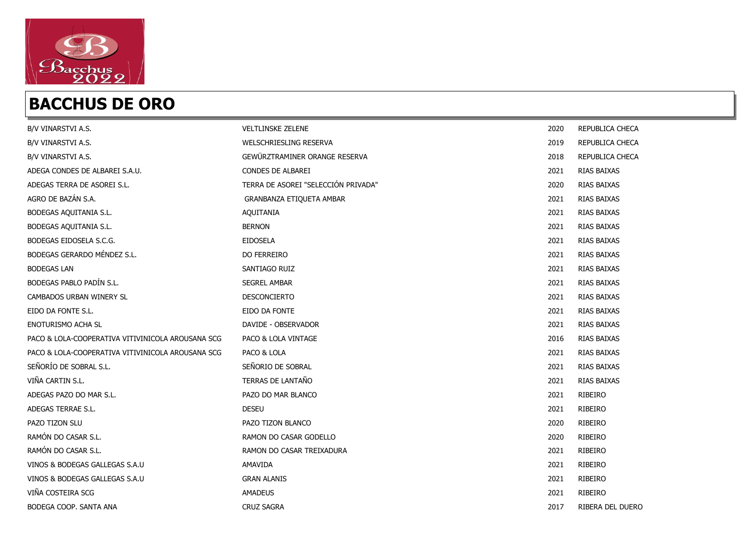## BACCHUS DE ORO

| | | | |
|---|---|---|---|
| B/V VINARSTVI A.S. | VELTLINSKE ZELENE | 2020 | REPUBLICA CHECA |
| B/V VINARSTVI A.S. | WELSCHRIESLING RESERVA | 2019 | REPUBLICA CHECA |
| B/V VINARSTVI A.S. | GEWÜRZTRAMINER ORANGE RESERVA | 2018 | REPUBLICA CHECA |
| ADEGA CONDES DE ALBAREI S.A.U. | CONDES DE ALBAREI | 2021 | RIAS BAIXAS |
| ADEGAS TERRA DE ASOREI S.L. | TERRA DE ASOREI "SELECCIÓN PRIVADA" | 2020 | RIAS BAIXAS |
| AGRO DE BAZÁN S.A. | GRANBANZA ETIQUETA AMBAR | 2021 | RIAS BAIXAS |
| BODEGAS AQUITANIA S.L. | AQUITANIA | 2021 | RIAS BAIXAS |
| BODEGAS AQUITANIA S.L. | BERNON | 2021 | RIAS BAIXAS |
| BODEGAS EIDOSELA S.C.G. | EIDOSELA | 2021 | RIAS BAIXAS |
| BODEGAS GERARDO MÉNDEZ S.L. | DO FERREIRO | 2021 | RIAS BAIXAS |
| BODEGAS LAN | SANTIAGO RUIZ | 2021 | RIAS BAIXAS |
| BODEGAS PABLO PADÍN S.L. | SEGREL AMBAR | 2021 | RIAS BAIXAS |
| CAMBADOS URBAN WINERY SL | DESCONCIERTO | 2021 | RIAS BAIXAS |
| EIDO DA FONTE S.L. | EIDO DA FONTE | 2021 | RIAS BAIXAS |
| ENOTURISMO ACHA SL | DAVIDE - OBSERVADOR | 2021 | RIAS BAIXAS |
| PACO & LOLA-COOPERATIVA VITIVINICOLA AROUSANA SCG | PACO & LOLA VINTAGE | 2016 | RIAS BAIXAS |
| PACO & LOLA-COOPERATIVA VITIVINICOLA AROUSANA SCG | PACO & LOLA | 2021 | RIAS BAIXAS |
| SEÑORÍO DE SOBRAL S.L. | SEÑORIO DE SOBRAL | 2021 | RIAS BAIXAS |
| VIÑA CARTIN S.L. | TERRAS DE LANTAÑO | 2021 | RIAS BAIXAS |
| ADEGAS PAZO DO MAR S.L. | PAZO DO MAR BLANCO | 2021 | RIBEIRO |
| ADEGAS TERRAE S.L. | DESEU | 2021 | RIBEIRO |
| PAZO TIZON SLU | PAZO TIZON BLANCO | 2020 | RIBEIRO |
| RAMÓN DO CASAR S.L. | RAMON DO CASAR GODELLO | 2020 | RIBEIRO |
| RAMÓN DO CASAR S.L. | RAMON DO CASAR TREIXADURA | 2021 | RIBEIRO |
| VINOS & BODEGAS GALLEGAS S.A.U | AMAVIDA | 2021 | RIBEIRO |
| VINOS & BODEGAS GALLEGAS S.A.U | GRAN ALANIS | 2021 | RIBEIRO |
| VIÑA COSTEIRA SCG | AMADEUS | 2021 | RIBEIRO |
| BODEGA COOP. SANTA ANA | CRUZ SAGRA | 2017 | RIBERA DEL DUERO |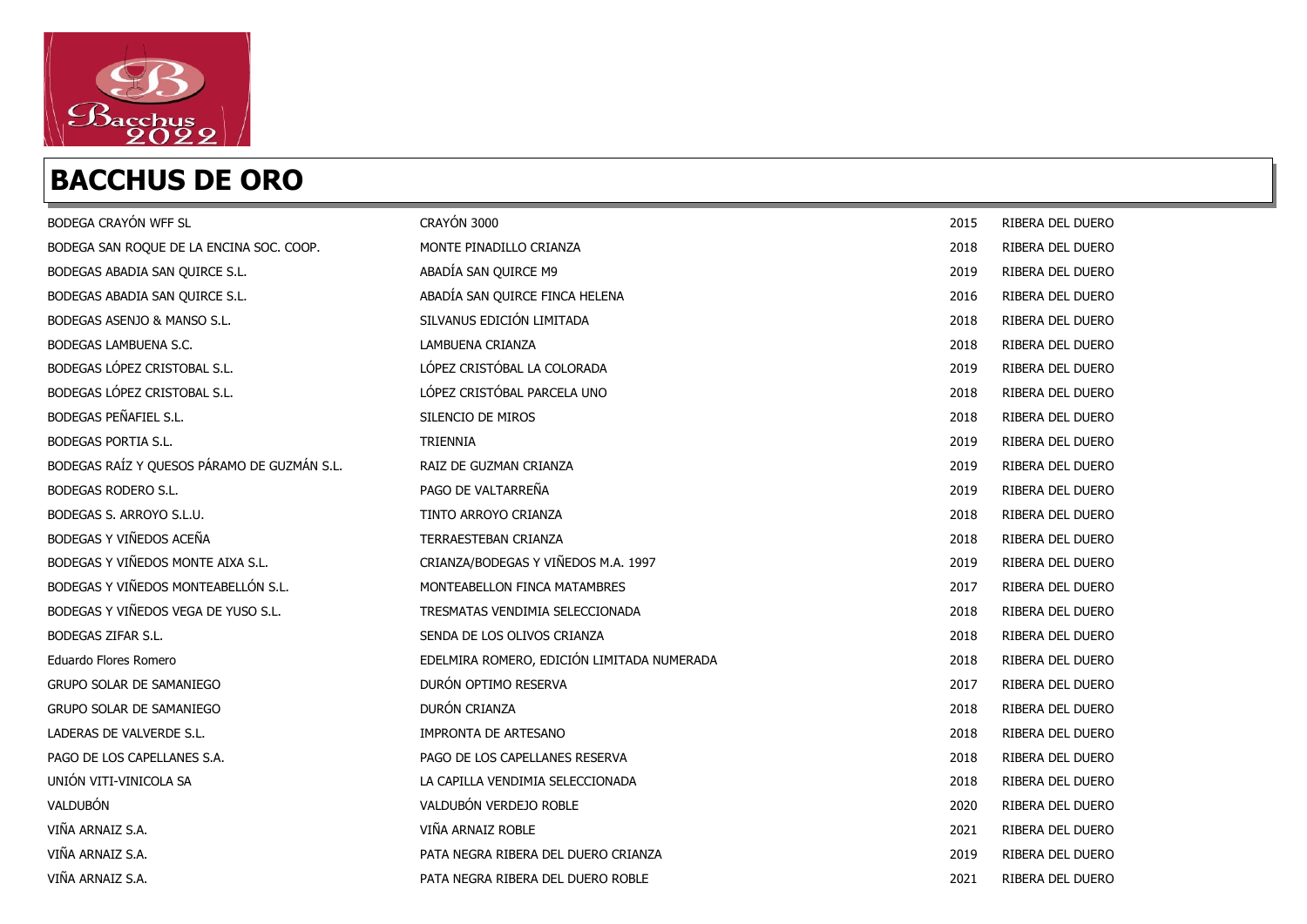## BACCHUS DE ORO

| | | | |
|---|---|---|---|
| BODEGA CRAYÓN WFF SL | CRAYÓN 3000 | 2015 | RIBERA DEL DUERO |
| BODEGA SAN ROQUE DE LA ENCINA SOC. COOP. | MONTE PINADILLO CRIANZA | 2018 | RIBERA DEL DUERO |
| BODEGAS ABADIA SAN QUIRCE S.L. | ABADÍA SAN QUIRCE M9 | 2019 | RIBERA DEL DUERO |
| BODEGAS ABADIA SAN QUIRCE S.L. | ABADÍA SAN QUIRCE FINCA HELENA | 2016 | RIBERA DEL DUERO |
| BODEGAS ASENJO & MANSO S.L. | SILVANUS EDICIÓN LIMITADA | 2018 | RIBERA DEL DUERO |
| BODEGAS LAMBUENA S.C. | LAMBUENA CRIANZA | 2018 | RIBERA DEL DUERO |
| BODEGAS LÓPEZ CRISTOBAL S.L. | LÓPEZ CRISTÓBAL LA COLORADA | 2019 | RIBERA DEL DUERO |
| BODEGAS LÓPEZ CRISTOBAL S.L. | LÓPEZ CRISTÓBAL PARCELA UNO | 2018 | RIBERA DEL DUERO |
| BODEGAS PEÑAFIEL S.L. | SILENCIO DE MIROS | 2018 | RIBERA DEL DUERO |
| BODEGAS PORTIA S.L. | TRIENNIA | 2019 | RIBERA DEL DUERO |
| BODEGAS RAÍZ Y QUESOS PÁRAMO DE GUZMÁN S.L. | RAIZ DE GUZMAN CRIANZA | 2019 | RIBERA DEL DUERO |
| BODEGAS RODERO S.L. | PAGO DE VALTARREÑA | 2019 | RIBERA DEL DUERO |
| BODEGAS S. ARROYO S.L.U. | TINTO ARROYO CRIANZA | 2018 | RIBERA DEL DUERO |
| BODEGAS Y VIÑEDOS ACEÑA | TERRAESTEBAN CRIANZA | 2018 | RIBERA DEL DUERO |
| BODEGAS Y VIÑEDOS MONTE AIXA S.L. | CRIANZA/BODEGAS Y VIÑEDOS M.A. 1997 | 2019 | RIBERA DEL DUERO |
| BODEGAS Y VIÑEDOS MONTEABELLÓN S.L. | MONTEABELLON FINCA MATAMBRES | 2017 | RIBERA DEL DUERO |
| BODEGAS Y VIÑEDOS VEGA DE YUSO S.L. | TRESMATAS VENDIMIA SELECCIONADA | 2018 | RIBERA DEL DUERO |
| BODEGAS ZIFAR S.L. | SENDA DE LOS OLIVOS CRIANZA | 2018 | RIBERA DEL DUERO |
| Eduardo Flores Romero | EDELMIRA ROMERO, EDICIÓN LIMITADA NUMERADA | 2018 | RIBERA DEL DUERO |
| GRUPO SOLAR DE SAMANIEGO | DURÓN OPTIMO RESERVA | 2017 | RIBERA DEL DUERO |
| GRUPO SOLAR DE SAMANIEGO | DURÓN CRIANZA | 2018 | RIBERA DEL DUERO |
| LADERAS DE VALVERDE S.L. | IMPRONTA DE ARTESANO | 2018 | RIBERA DEL DUERO |
| PAGO DE LOS CAPELLANES S.A. | PAGO DE LOS CAPELLANES RESERVA | 2018 | RIBERA DEL DUERO |
| UNIÓN VITI-VINICOLA SA | LA CAPILLA VENDIMIA SELECCIONADA | 2018 | RIBERA DEL DUERO |
| VALDUBÓN | VALDUBÓN VERDEJO ROBLE | 2020 | RIBERA DEL DUERO |
| VIÑA ARNAIZ S.A. | VIÑA ARNAIZ ROBLE | 2021 | RIBERA DEL DUERO |
| VIÑA ARNAIZ S.A. | PATA NEGRA RIBERA DEL DUERO CRIANZA | 2019 | RIBERA DEL DUERO |
| VIÑA ARNAIZ S.A. | PATA NEGRA RIBERA DEL DUERO ROBLE | 2021 | RIBERA DEL DUERO |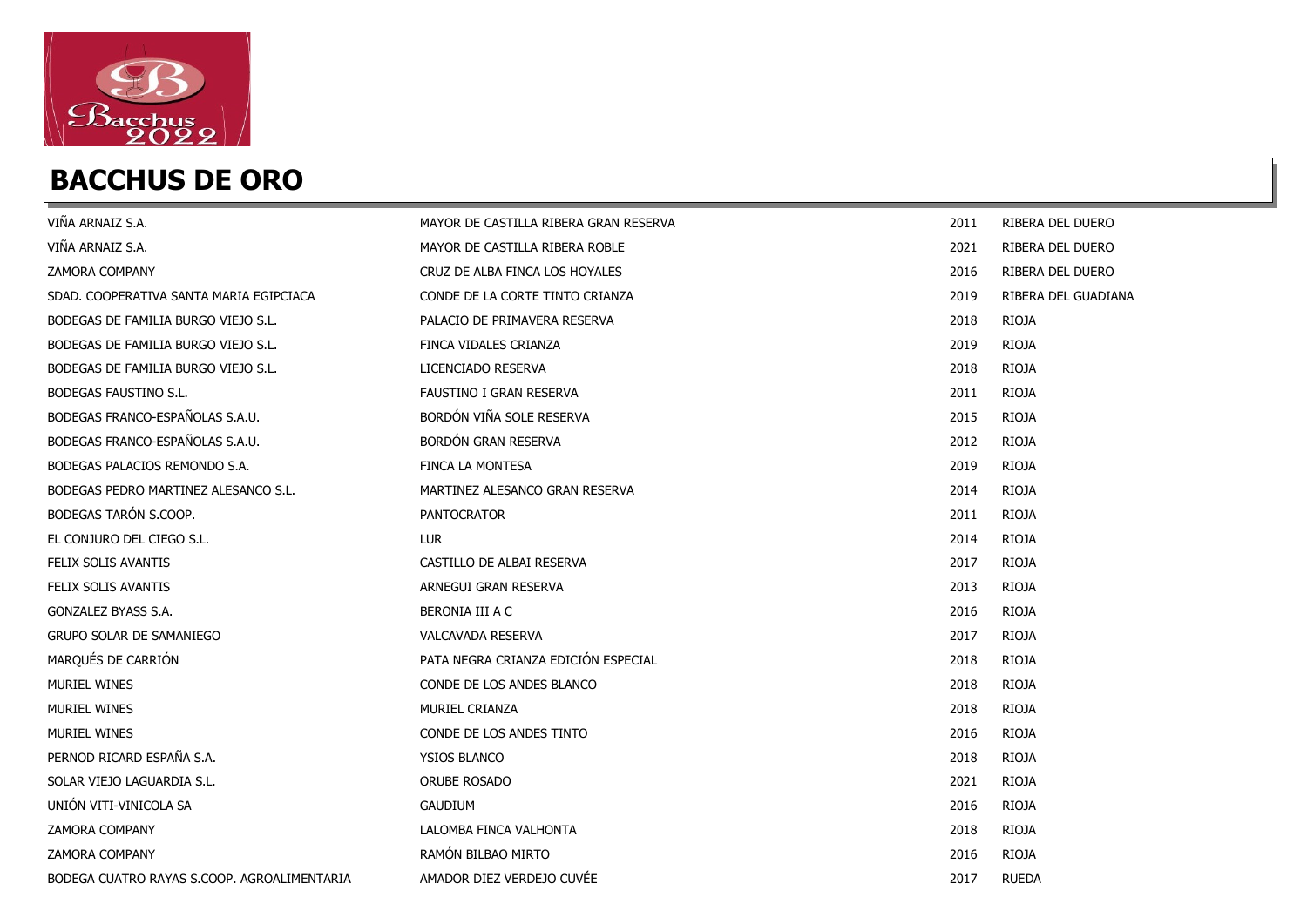# BACCHUS DE ORO

| | | | |
|---|---|---|---|
| VIÑA ARNAIZ S.A. | MAYOR DE CASTILLA RIBERA GRAN RESERVA | 2011 | RIBERA DEL DUERO |
| VIÑA ARNAIZ S.A. | MAYOR DE CASTILLA RIBERA ROBLE | 2021 | RIBERA DEL DUERO |
| ZAMORA COMPANY | CRUZ DE ALBA FINCA LOS HOYALES | 2016 | RIBERA DEL DUERO |
| SDAD. COOPERATIVA SANTA MARIA EGIPCIACA | CONDE DE LA CORTE TINTO CRIANZA | 2019 | RIBERA DEL GUADIANA |
| BODEGAS DE FAMILIA BURGO VIEJO S.L. | PALACIO DE PRIMAVERA RESERVA | 2018 | RIOJA |
| BODEGAS DE FAMILIA BURGO VIEJO S.L. | FINCA VIDALES CRIANZA | 2019 | RIOJA |
| BODEGAS DE FAMILIA BURGO VIEJO S.L. | LICENCIADO RESERVA | 2018 | RIOJA |
| BODEGAS FAUSTINO S.L. | FAUSTINO I GRAN RESERVA | 2011 | RIOJA |
| BODEGAS FRANCO-ESPAÑOLAS S.A.U. | BORDÓN VIÑA SOLE RESERVA | 2015 | RIOJA |
| BODEGAS FRANCO-ESPAÑOLAS S.A.U. | BORDÓN GRAN RESERVA | 2012 | RIOJA |
| BODEGAS PALACIOS REMONDO S.A. | FINCA LA MONTESA | 2019 | RIOJA |
| BODEGAS PEDRO MARTINEZ ALESANCO S.L. | MARTINEZ ALESANCO GRAN RESERVA | 2014 | RIOJA |
| BODEGAS TARÓN S.COOP. | PANTOCRATOR | 2011 | RIOJA |
| EL CONJURO DEL CIEGO S.L. | LUR | 2014 | RIOJA |
| FELIX SOLIS AVANTIS | CASTILLO DE ALBAI RESERVA | 2017 | RIOJA |
| FELIX SOLIS AVANTIS | ARNEGUI GRAN RESERVA | 2013 | RIOJA |
| GONZALEZ BYASS S.A. | BERONIA III A C | 2016 | RIOJA |
| GRUPO SOLAR DE SAMANIEGO | VALCAVADA RESERVA | 2017 | RIOJA |
| MARQUÉS DE CARRIÓN | PATA NEGRA CRIANZA EDICIÓN ESPECIAL | 2018 | RIOJA |
| MURIEL WINES | CONDE DE LOS ANDES BLANCO | 2018 | RIOJA |
| MURIEL WINES | MURIEL CRIANZA | 2018 | RIOJA |
| MURIEL WINES | CONDE DE LOS ANDES TINTO | 2016 | RIOJA |
| PERNOD RICARD ESPAÑA S.A. | YSIOS BLANCO | 2018 | RIOJA |
| SOLAR VIEJO LAGUARDIA S.L. | ORUBE ROSADO | 2021 | RIOJA |
| UNIÓN VITI-VINICOLA SA | GAUDIUM | 2016 | RIOJA |
| ZAMORA COMPANY | LALOMBA FINCA VALHONTA | 2018 | RIOJA |
| ZAMORA COMPANY | RAMÓN BILBAO MIRTO | 2016 | RIOJA |
| BODEGA CUATRO RAYAS S.COOP. AGROALIMENTARIA | AMADOR DIEZ VERDEJO CUVÉE | 2017 | RUEDA |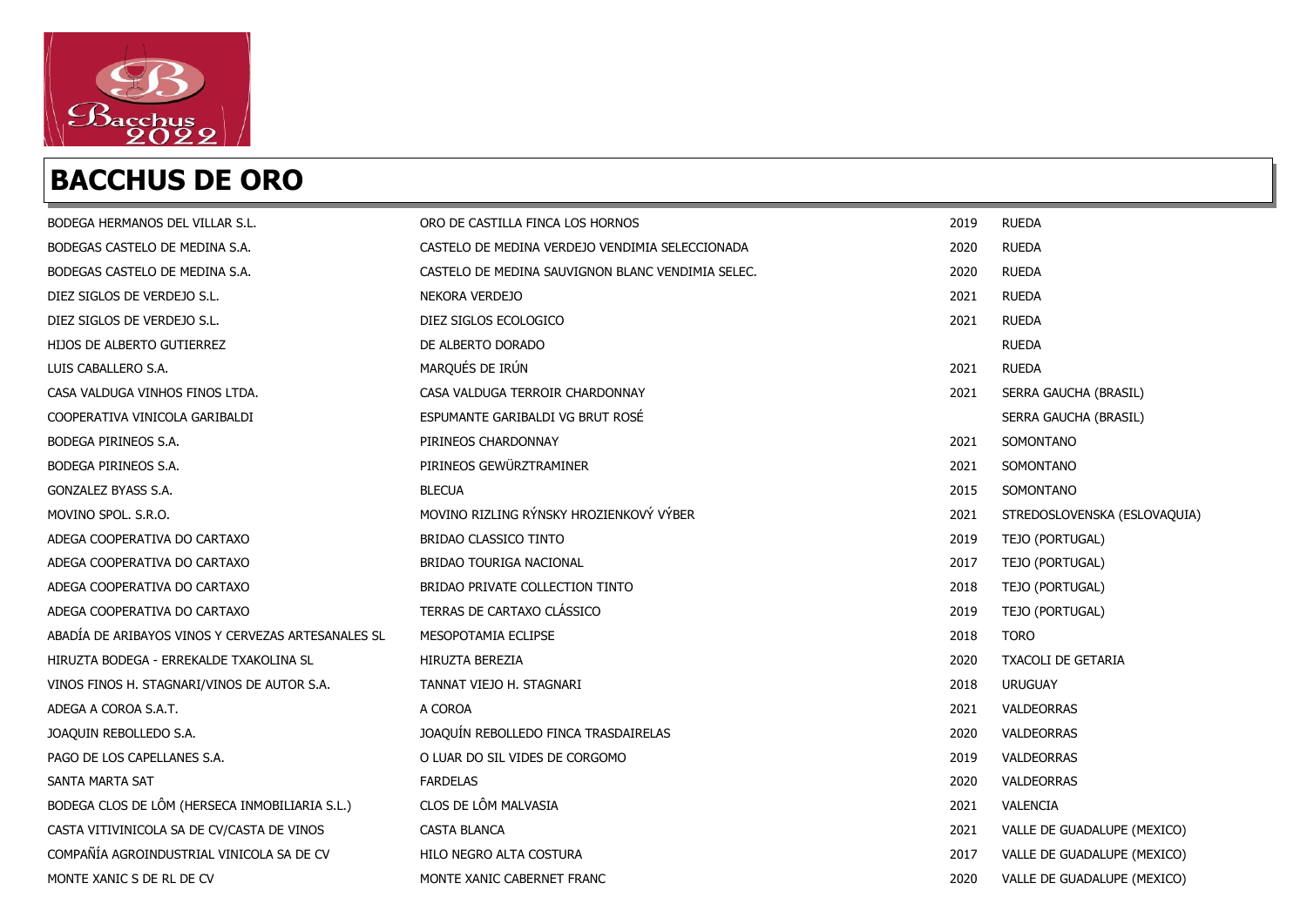# BACCHUS DE ORO

| | | | |
|---|---|---|---|
| BODEGA HERMANOS DEL VILLAR S.L. | ORO DE CASTILLA FINCA LOS HORNOS | 2019 | RUEDA |
| BODEGAS CASTELO DE MEDINA S.A. | CASTELO DE MEDINA VERDEJO VENDIMIA SELECCIONADA | 2020 | RUEDA |
| BODEGAS CASTELO DE MEDINA S.A. | CASTELO DE MEDINA SAUVIGNON BLANC VENDIMIA SELEC. | 2020 | RUEDA |
| DIEZ SIGLOS DE VERDEJO S.L. | NEKORA VERDEJO | 2021 | RUEDA |
| DIEZ SIGLOS DE VERDEJO S.L. | DIEZ SIGLOS ECOLOGICO | 2021 | RUEDA |
| HIJOS DE ALBERTO GUTIERREZ | DE ALBERTO DORADO | | RUEDA |
| LUIS CABALLERO S.A. | MARQUÉS DE IRÚN | 2021 | RUEDA |
| CASA VALDUGA VINHOS FINOS LTDA. | CASA VALDUGA TERROIR CHARDONNAY | 2021 | SERRA GAUCHA (BRASIL) |
| COOPERATIVA VINICOLA GARIBALDI | ESPUMANTE GARIBALDI VG BRUT ROSÉ | | SERRA GAUCHA (BRASIL) |
| BODEGA PIRINEOS S.A. | PIRINEOS CHARDONNAY | 2021 | SOMONTANO |
| BODEGA PIRINEOS S.A. | PIRINEOS GEWÜRZTRAMINER | 2021 | SOMONTANO |
| GONZALEZ BYASS S.A. | BLECUA | 2015 | SOMONTANO |
| MOVINO SPOL. S.R.O. | MOVINO RIZLING RÝNSKY HROZIENKOVÝ VÝBER | 2021 | STREDOSLOVENSKA (ESLOVAQUIA) |
| ADEGA COOPERATIVA DO CARTAXO | BRIDAO CLASSICO TINTO | 2019 | TEJO (PORTUGAL) |
| ADEGA COOPERATIVA DO CARTAXO | BRIDAO TOURIGA NACIONAL | 2017 | TEJO (PORTUGAL) |
| ADEGA COOPERATIVA DO CARTAXO | BRIDAO PRIVATE COLLECTION TINTO | 2018 | TEJO (PORTUGAL) |
| ADEGA COOPERATIVA DO CARTAXO | TERRAS DE CARTAXO CLÁSSICO | 2019 | TEJO (PORTUGAL) |
| ABADÍA DE ARIBAYOS VINOS Y CERVEZAS ARTESANALES SL | MESOPOTAMIA ECLIPSE | 2018 | TORO |
| HIRUZTA BODEGA - ERREKALDE TXAKOLINA SL | HIRUZTA BEREZIA | 2020 | TXACOLI DE GETARIA |
| VINOS FINOS H. STAGNARI/VINOS DE AUTOR S.A. | TANNAT VIEJO H. STAGNARI | 2018 | URUGUAY |
| ADEGA A COROA S.A.T. | A COROA | 2021 | VALDEORRAS |
| JOAQUIN REBOLLEDO S.A. | JOAQUÍN REBOLLEDO FINCA TRASDAIRELAS | 2020 | VALDEORRAS |
| PAGO DE LOS CAPELLANES S.A. | O LUAR DO SIL VIDES DE CORGOMO | 2019 | VALDEORRAS |
| SANTA MARTA SAT | FARDELAS | 2020 | VALDEORRAS |
| BODEGA CLOS DE LÔM (HERSECA INMOBILIARIA S.L.) | CLOS DE LÔM MALVASIA | 2021 | VALENCIA |
| CASTA VITIVINICOLA SA DE CV/CASTA DE VINOS | CASTA BLANCA | 2021 | VALLE DE GUADALUPE (MEXICO) |
| COMPAÑÍA AGROINDUSTRIAL VINICOLA SA DE CV | HILO NEGRO ALTA COSTURA | 2017 | VALLE DE GUADALUPE (MEXICO) |
| MONTE XANIC S DE RL DE CV | MONTE XANIC CABERNET FRANC | 2020 | VALLE DE GUADALUPE (MEXICO) |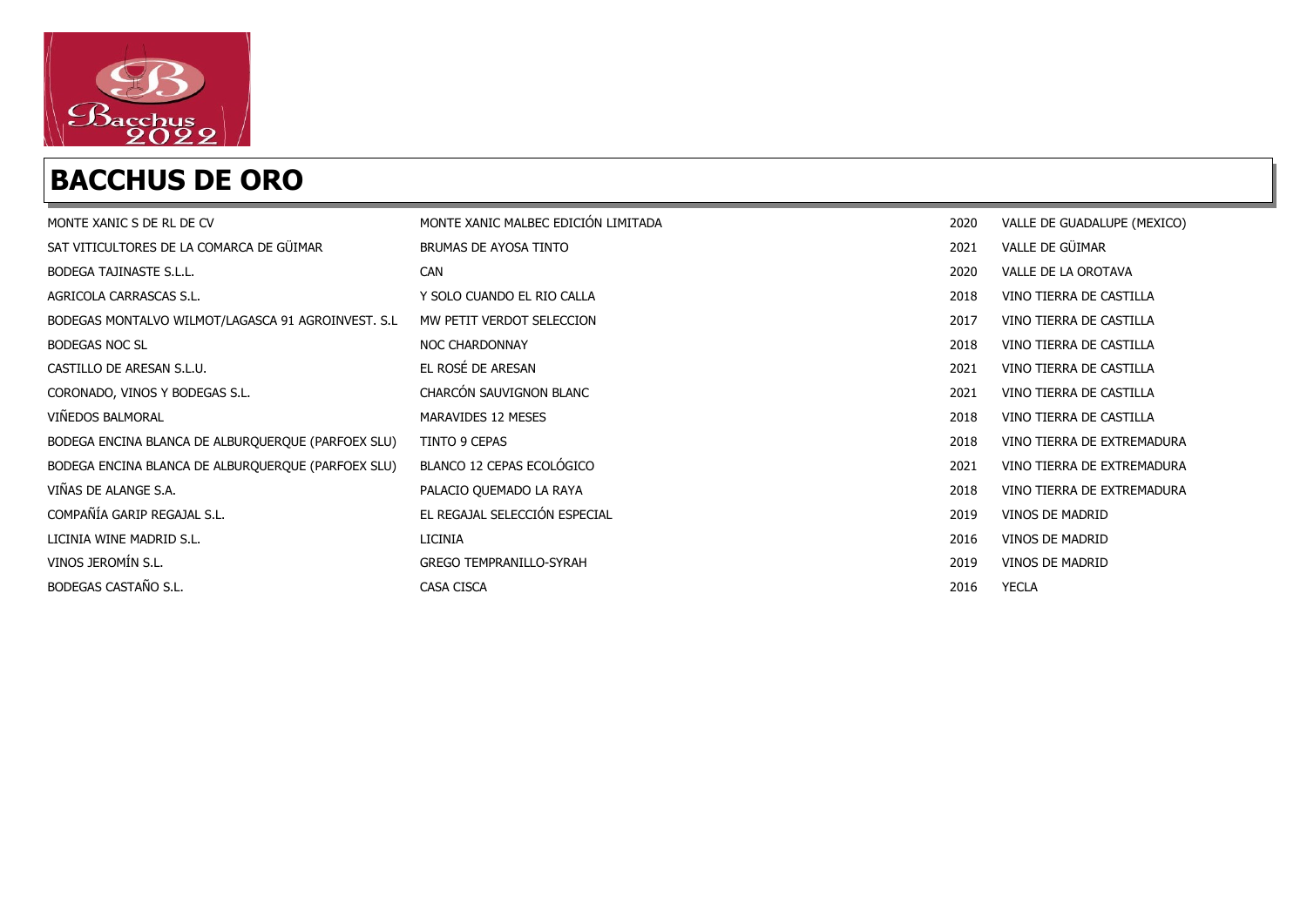## BACCHUS DE ORO

| | | | |
|---|---|---|---|
| MONTE XANIC S DE RL DE CV | MONTE XANIC MALBEC EDICIÓN LIMITADA | 2020 | VALLE DE GUADALUPE (MEXICO) |
| SAT VITICULTORES DE LA COMARCA DE GÜIMAR | BRUMAS DE AYOSA TINTO | 2021 | VALLE DE GÜIMAR |
| BODEGA TAJINASTE S.L.L. | CAN | 2020 | VALLE DE LA OROTAVA |
| AGRICOLA CARRASCAS S.L. | Y SOLO CUANDO EL RIO CALLA | 2018 | VINO TIERRA DE CASTILLA |
| BODEGAS MONTALVO WILMOT/LAGASCA 91 AGROINVEST. S.L | MW PETIT VERDOT SELECCION | 2017 | VINO TIERRA DE CASTILLA |
| BODEGAS NOC SL | NOC CHARDONNAY | 2018 | VINO TIERRA DE CASTILLA |
| CASTILLO DE ARESAN S.L.U. | EL ROSÉ DE ARESAN | 2021 | VINO TIERRA DE CASTILLA |
| CORONADO, VINOS Y BODEGAS S.L. | CHARCÓN SAUVIGNON BLANC | 2021 | VINO TIERRA DE CASTILLA |
| VIÑEDOS BALMORAL | MARAVIDES 12 MESES | 2018 | VINO TIERRA DE CASTILLA |
| BODEGA ENCINA BLANCA DE ALBURQUERQUE (PARFOEX SLU) | TINTO 9 CEPAS | 2018 | VINO TIERRA DE EXTREMADURA |
| BODEGA ENCINA BLANCA DE ALBURQUERQUE (PARFOEX SLU) | BLANCO 12 CEPAS ECOLÓGICO | 2021 | VINO TIERRA DE EXTREMADURA |
| VIÑAS DE ALANGE S.A. | PALACIO QUEMADO LA RAYA | 2018 | VINO TIERRA DE EXTREMADURA |
| COMPAÑÍA GARIP REGAJAL S.L. | EL REGAJAL SELECCIÓN ESPECIAL | 2019 | VINOS DE MADRID |
| LICINIA WINE MADRID S.L. | LICINIA | 2016 | VINOS DE MADRID |
| VINOS JEROMÍN S.L. | GREGO TEMPRANILLO-SYRAH | 2019 | VINOS DE MADRID |
| BODEGAS CASTAÑO S.L. | CASA CISCA | 2016 | YECLA |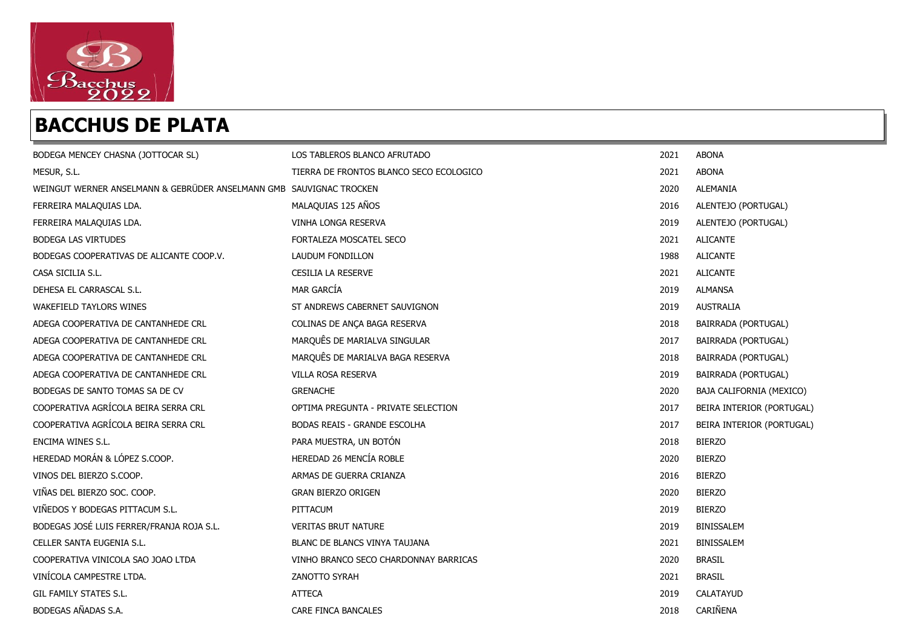# BACCHUS DE PLATA

| | | | |
|---|---|---|---|
| BODEGA MENCEY CHASNA (JOTTOCAR SL) | LOS TABLEROS BLANCO AFRUTADO | 2021 | ABONA |
| MESUR, S.L. | TIERRA DE FRONTOS BLANCO SECO ECOLOGICO | 2021 | ABONA |
| WEINGUT WERNER ANSELMANN & GEBRÜDER ANSELMANN GMB | SAUVIGNAC TROCKEN | 2020 | ALEMANIA |
| FERREIRA MALAQUIAS LDA. | MALAQUIAS 125 AÑOS | 2016 | ALENTEJO (PORTUGAL) |
| FERREIRA MALAQUIAS LDA. | VINHA LONGA RESERVA | 2019 | ALENTEJO (PORTUGAL) |
| BODEGA LAS VIRTUDES | FORTALEZA MOSCATEL SECO | 2021 | ALICANTE |
| BODEGAS COOPERATIVAS DE ALICANTE COOP.V. | LAUDUM FONDILLON | 1988 | ALICANTE |
| CASA SICILIA S.L. | CESILIA LA RESERVE | 2021 | ALICANTE |
| DEHESA EL CARRASCAL S.L. | MAR GARCÍA | 2019 | ALMANSA |
| WAKEFIELD TAYLORS WINES | ST ANDREWS CABERNET SAUVIGNON | 2019 | AUSTRALIA |
| ADEGA COOPERATIVA DE CANTANHEDE CRL | COLINAS DE ANÇA BAGA RESERVA | 2018 | BAIRRADA (PORTUGAL) |
| ADEGA COOPERATIVA DE CANTANHEDE CRL | MARQUÊS DE MARIALVA SINGULAR | 2017 | BAIRRADA (PORTUGAL) |
| ADEGA COOPERATIVA DE CANTANHEDE CRL | MARQUÊS DE MARIALVA BAGA RESERVA | 2018 | BAIRRADA (PORTUGAL) |
| ADEGA COOPERATIVA DE CANTANHEDE CRL | VILLA ROSA RESERVA | 2019 | BAIRRADA (PORTUGAL) |
| BODEGAS DE SANTO TOMAS SA DE CV | GRENACHE | 2020 | BAJA CALIFORNIA (MEXICO) |
| COOPERATIVA AGRÍCOLA BEIRA SERRA CRL | OPTIMA PREGUNTA - PRIVATE SELECTION | 2017 | BEIRA INTERIOR (PORTUGAL) |
| COOPERATIVA AGRÍCOLA BEIRA SERRA CRL | BODAS REAIS - GRANDE ESCOLHA | 2017 | BEIRA INTERIOR (PORTUGAL) |
| ENCIMA WINES S.L. | PARA MUESTRA, UN BOTÓN | 2018 | BIERZO |
| HEREDAD MORÁN & LÓPEZ S.COOP. | HEREDAD 26 MENCÍA ROBLE | 2020 | BIERZO |
| VINOS DEL BIERZO S.COOP. | ARMAS DE GUERRA CRIANZA | 2016 | BIERZO |
| VIÑAS DEL BIERZO SOC. COOP. | GRAN BIERZO ORIGEN | 2020 | BIERZO |
| VIÑEDOS Y BODEGAS PITTACUM S.L. | PITTACUM | 2019 | BIERZO |
| BODEGAS JOSÉ LUIS FERRER/FRANJA ROJA S.L. | VERITAS BRUT NATURE | 2019 | BINISSALEM |
| CELLER SANTA EUGENIA S.L. | BLANC DE BLANCS VINYA TAUJANA | 2021 | BINISSALEM |
| COOPERATIVA VINICOLA SAO JOAO LTDA | VINHO BRANCO SECO CHARDONNAY BARRICAS | 2020 | BRASIL |
| VINÍCOLA CAMPESTRE LTDA. | ZANOTTO SYRAH | 2021 | BRASIL |
| GIL FAMILY STATES S.L. | ATTECA | 2019 | CALATAYUD |
| BODEGAS AÑADAS S.A. | CARE FINCA BANCALES | 2018 | CARIÑENA |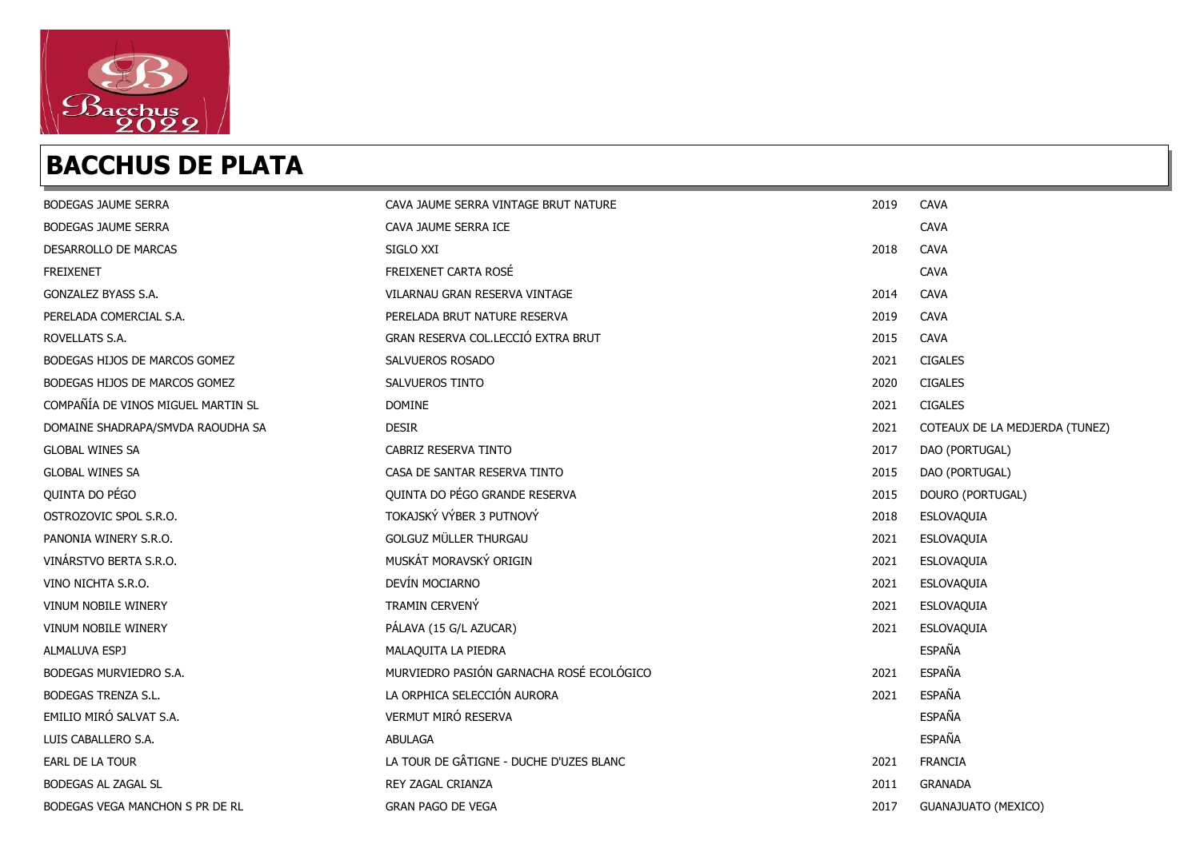# BACCHUS DE PLATA

| | | | |
|---|---|---|---|
| BODEGAS JAUME SERRA | CAVA JAUME SERRA VINTAGE BRUT NATURE | 2019 | CAVA |
| BODEGAS JAUME SERRA | CAVA JAUME SERRA ICE | | CAVA |
| DESARROLLO DE MARCAS | SIGLO XXI | 2018 | CAVA |
| FREIXENET | FREIXENET CARTA ROSÉ | | CAVA |
| GONZALEZ BYASS S.A. | VILARNAU GRAN RESERVA VINTAGE | 2014 | CAVA |
| PERELADA COMERCIAL S.A. | PERELADA BRUT NATURE RESERVA | 2019 | CAVA |
| ROVELLATS S.A. | GRAN RESERVA COL.LECCIÓ EXTRA BRUT | 2015 | CAVA |
| BODEGAS HIJOS DE MARCOS GOMEZ | SALVUEROS ROSADO | 2021 | CIGALES |
| BODEGAS HIJOS DE MARCOS GOMEZ | SALVUEROS TINTO | 2020 | CIGALES |
| COMPAÑÍA DE VINOS MIGUEL MARTIN SL | DOMINE | 2021 | CIGALES |
| DOMAINE SHADRAPA/SMVDA RAOUDHA SA | DESIR | 2021 | COTEAUX DE LA MEDJERDA (TUNEZ) |
| GLOBAL WINES SA | CABRIZ RESERVA TINTO | 2017 | DAO (PORTUGAL) |
| GLOBAL WINES SA | CASA DE SANTAR RESERVA TINTO | 2015 | DAO (PORTUGAL) |
| QUINTA DO PÉGO | QUINTA DO PÉGO GRANDE RESERVA | 2015 | DOURO (PORTUGAL) |
| OSTROZOVIC SPOL S.R.O. | TOKAJSKÝ VÝBER 3 PUTNOVÝ | 2018 | ESLOVAQUIA |
| PANONIA WINERY S.R.O. | GOLGUZ MÜLLER THURGAU | 2021 | ESLOVAQUIA |
| VINÁRSTVO BERTA S.R.O. | MUSKÁT MORAVSKÝ ORIGIN | 2021 | ESLOVAQUIA |
| VINO NICHTA S.R.O. | DEVÍN MOCIARNO | 2021 | ESLOVAQUIA |
| VINUM NOBILE WINERY | TRAMIN CERVENÝ | 2021 | ESLOVAQUIA |
| VINUM NOBILE WINERY | PÁLAVA (15 G/L AZUCAR) | 2021 | ESLOVAQUIA |
| ALMALUVA ESPJ | MALAQUITA LA PIEDRA | | ESPAÑA |
| BODEGAS MURVIEDRO S.A. | MURVIEDRO PASIÓN GARNACHA ROSÉ ECOLÓGICO | 2021 | ESPAÑA |
| BODEGAS TRENZA S.L. | LA ORPHICA SELECCIÓN AURORA | 2021 | ESPAÑA |
| EMILIO MIRÓ SALVAT S.A. | VERMUT MIRÓ RESERVA | | ESPAÑA |
| LUIS CABALLERO S.A. | ABULAGA | | ESPAÑA |
| EARL DE LA TOUR | LA TOUR DE GÂTIGNE - DUCHE D'UZES BLANC | 2021 | FRANCIA |
| BODEGAS AL ZAGAL SL | REY ZAGAL CRIANZA | 2011 | GRANADA |
| BODEGAS VEGA MANCHON S PR DE RL | GRAN PAGO DE VEGA | 2017 | GUANAJUATO (MEXICO) |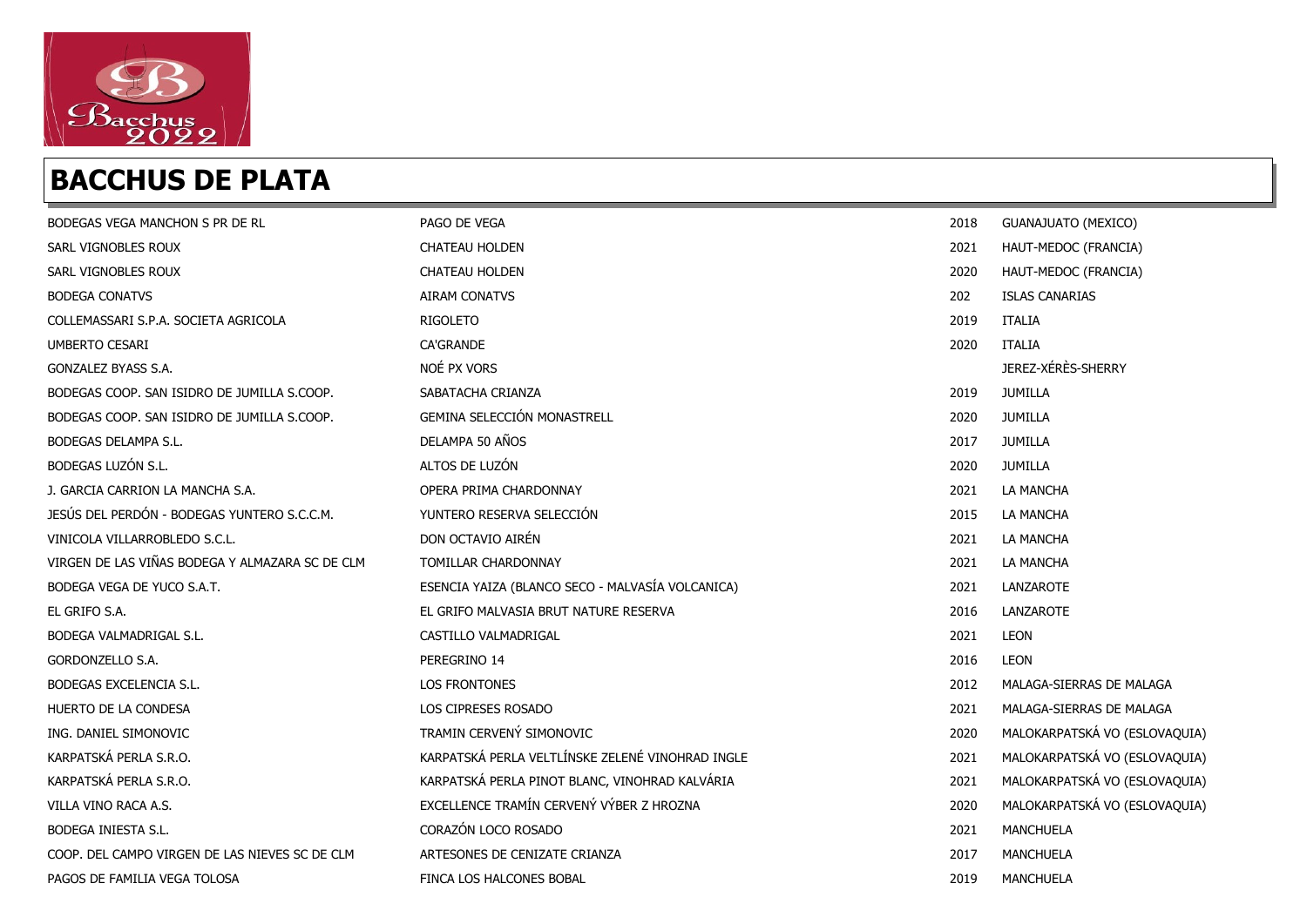# BACCHUS DE PLATA

| | | | |
|---|---|---|---|
| BODEGAS VEGA MANCHON S PR DE RL | PAGO DE VEGA | 2018 | GUANAJUATO (MEXICO) |
| SARL VIGNOBLES ROUX | CHATEAU HOLDEN | 2021 | HAUT-MEDOC (FRANCIA) |
| SARL VIGNOBLES ROUX | CHATEAU HOLDEN | 2020 | HAUT-MEDOC (FRANCIA) |
| BODEGA CONATVS | AIRAM CONATVS | 202 | ISLAS CANARIAS |
| COLLEMASSARI S.P.A. SOCIETA AGRICOLA | RIGOLETO | 2019 | ITALIA |
| UMBERTO CESARI | CA'GRANDE | 2020 | ITALIA |
| GONZALEZ BYASS S.A. | NOÉ PX VORS | | JEREZ-XÉRÈS-SHERRY |
| BODEGAS COOP. SAN ISIDRO DE JUMILLA S.COOP. | SABATACHA CRIANZA | 2019 | JUMILLA |
| BODEGAS COOP. SAN ISIDRO DE JUMILLA S.COOP. | GEMINA SELECCIÓN MONASTRELL | 2020 | JUMILLA |
| BODEGAS DELAMPA S.L. | DELAMPA 50 AÑOS | 2017 | JUMILLA |
| BODEGAS LUZÓN S.L. | ALTOS DE LUZÓN | 2020 | JUMILLA |
| J. GARCIA CARRION LA MANCHA S.A. | OPERA PRIMA CHARDONNAY | 2021 | LA MANCHA |
| JESÚS DEL PERDÓN - BODEGAS YUNTERO S.C.C.M. | YUNTERO RESERVA SELECCIÓN | 2015 | LA MANCHA |
| VINICOLA VILLARROBLEDO S.C.L. | DON OCTAVIO AIRÉN | 2021 | LA MANCHA |
| VIRGEN DE LAS VIÑAS BODEGA Y ALMAZARA SC DE CLM | TOMILLAR CHARDONNAY | 2021 | LA MANCHA |
| BODEGA VEGA DE YUCO S.A.T. | ESENCIA YAIZA (BLANCO SECO - MALVASÍA VOLCANICA) | 2021 | LANZAROTE |
| EL GRIFO S.A. | EL GRIFO MALVASIA BRUT NATURE RESERVA | 2016 | LANZAROTE |
| BODEGA VALMADRIGAL S.L. | CASTILLO VALMADRIGAL | 2021 | LEON |
| GORDONZELLO S.A. | PEREGRINO 14 | 2016 | LEON |
| BODEGAS EXCELENCIA S.L. | LOS FRONTONES | 2012 | MALAGA-SIERRAS DE MALAGA |
| HUERTO DE LA CONDESA | LOS CIPRESES ROSADO | 2021 | MALAGA-SIERRAS DE MALAGA |
| ING. DANIEL SIMONOVIC | TRAMIN CERVENÝ SIMONOVIC | 2020 | MALOKARPATSKÁ VO (ESLOVAQUIA) |
| KARPATSKÁ PERLA S.R.O. | KARPATSKÁ PERLA VELTLÍNSKE ZELENÉ VINOHRAD INGLE | 2021 | MALOKARPATSKÁ VO (ESLOVAQUIA) |
| KARPATSKÁ PERLA S.R.O. | KARPATSKÁ PERLA PINOT BLANC, VINOHRAD KALVÁRIA | 2021 | MALOKARPATSKÁ VO (ESLOVAQUIA) |
| VILLA VINO RACA A.S. | EXCELLENCE TRAMÍN CERVENÝ VÝBER Z HROZNA | 2020 | MALOKARPATSKÁ VO (ESLOVAQUIA) |
| BODEGA INIESTA S.L. | CORAZÓN LOCO ROSADO | 2021 | MANCHUELA |
| COOP. DEL CAMPO VIRGEN DE LAS NIEVES SC DE CLM | ARTESONES DE CENIZATE CRIANZA | 2017 | MANCHUELA |
| PAGOS DE FAMILIA VEGA TOLOSA | FINCA LOS HALCONES BOBAL | 2019 | MANCHUELA |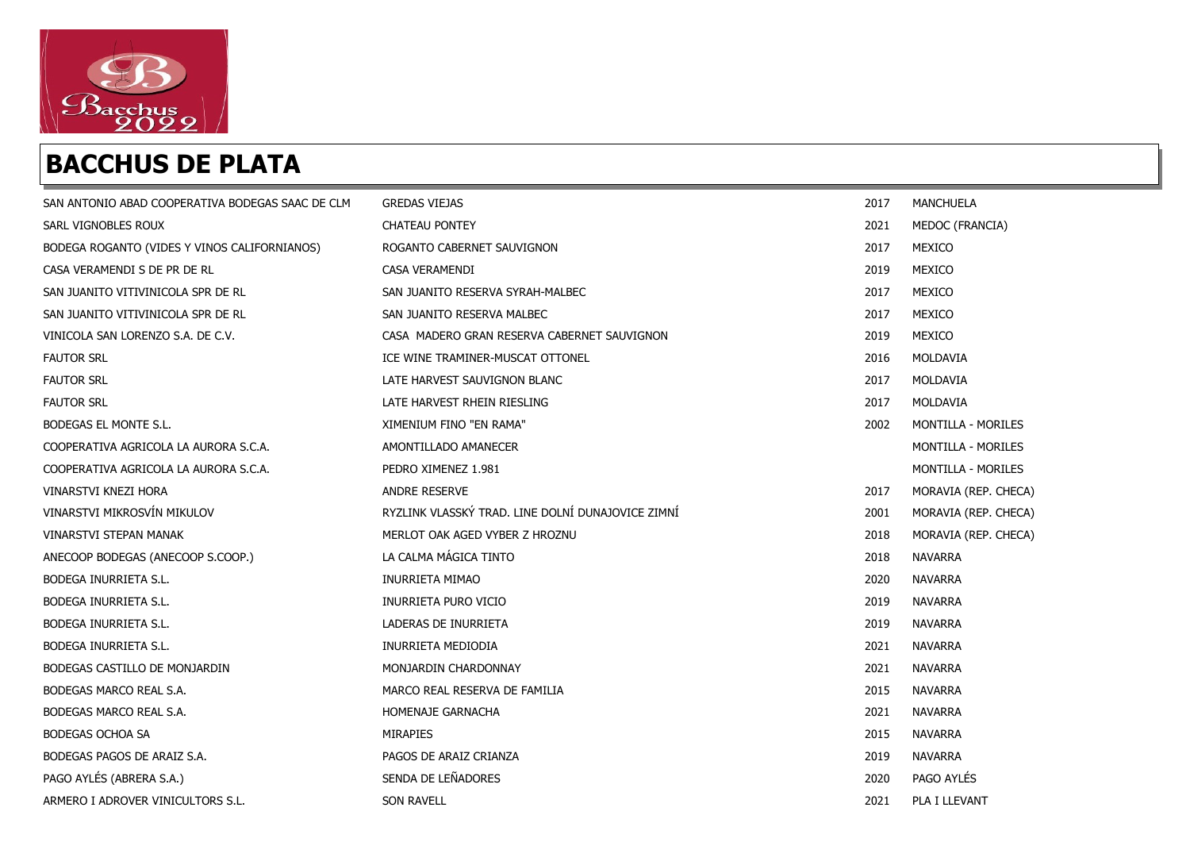## BACCHUS DE PLATA

| | | | |
|---|---|---|---|
| SAN ANTONIO ABAD COOPERATIVA BODEGAS SAAC DE CLM | GREDAS VIEJAS | 2017 | MANCHUELA |
| SARL VIGNOBLES ROUX | CHATEAU PONTEY | 2021 | MEDOC (FRANCIA) |
| BODEGA ROGANTO (VIDES Y VINOS CALIFORNIANOS) | ROGANTO CABERNET SAUVIGNON | 2017 | MEXICO |
| CASA VERAMENDI S DE PR DE RL | CASA VERAMENDI | 2019 | MEXICO |
| SAN JUANITO VITIVINICOLA SPR DE RL | SAN JUANITO RESERVA SYRAH-MALBEC | 2017 | MEXICO |
| SAN JUANITO VITIVINICOLA SPR DE RL | SAN JUANITO RESERVA MALBEC | 2017 | MEXICO |
| VINICOLA SAN LORENZO S.A. DE C.V. | CASA MADERO GRAN RESERVA CABERNET SAUVIGNON | 2019 | MEXICO |
| FAUTOR SRL | ICE WINE TRAMINER-MUSCAT OTTONEL | 2016 | MOLDAVIA |
| FAUTOR SRL | LATE HARVEST SAUVIGNON BLANC | 2017 | MOLDAVIA |
| FAUTOR SRL | LATE HARVEST RHEIN RIESLING | 2017 | MOLDAVIA |
| BODEGAS EL MONTE S.L. | XIMENIUM FINO "EN RAMA" | 2002 | MONTILLA - MORILES |
| COOPERATIVA AGRICOLA LA AURORA S.C.A. | AMONTILLADO AMANECER | | MONTILLA - MORILES |
| COOPERATIVA AGRICOLA LA AURORA S.C.A. | PEDRO XIMENEZ 1.981 | | MONTILLA - MORILES |
| VINARSTVI KNEZI HORA | ANDRE RESERVE | 2017 | MORAVIA (REP. CHECA) |
| VINARSTVI MIKROSVÍN MIKULOV | RYZLINK VLASSKÝ TRAD. LINE DOLNÍ DUNAJOVICE ZIMNÍ | 2001 | MORAVIA (REP. CHECA) |
| VINARSTVI STEPAN MANAK | MERLOT OAK AGED VYBER Z HROZNU | 2018 | MORAVIA (REP. CHECA) |
| ANECOOP BODEGAS (ANECOOP S.COOP.) | LA CALMA MÁGICA TINTO | 2018 | NAVARRA |
| BODEGA INURRIETA S.L. | INURRIETA MIMAO | 2020 | NAVARRA |
| BODEGA INURRIETA S.L. | INURRIETA PURO VICIO | 2019 | NAVARRA |
| BODEGA INURRIETA S.L. | LADERAS DE INURRIETA | 2019 | NAVARRA |
| BODEGA INURRIETA S.L. | INURRIETA MEDIODIA | 2021 | NAVARRA |
| BODEGAS CASTILLO DE MONJARDIN | MONJARDIN CHARDONNAY | 2021 | NAVARRA |
| BODEGAS MARCO REAL S.A. | MARCO REAL RESERVA DE FAMILIA | 2015 | NAVARRA |
| BODEGAS MARCO REAL S.A. | HOMENAJE GARNACHA | 2021 | NAVARRA |
| BODEGAS OCHOA SA | MIRAPIES | 2015 | NAVARRA |
| BODEGAS PAGOS DE ARAIZ S.A. | PAGOS DE ARAIZ CRIANZA | 2019 | NAVARRA |
| PAGO AYLÉS (ABRERA S.A.) | SENDA DE LEÑADORES | 2020 | PAGO AYLÉS |
| ARMERO I ADROVER VINICULTORS S.L. | SON RAVELL | 2021 | PLA I LLEVANT |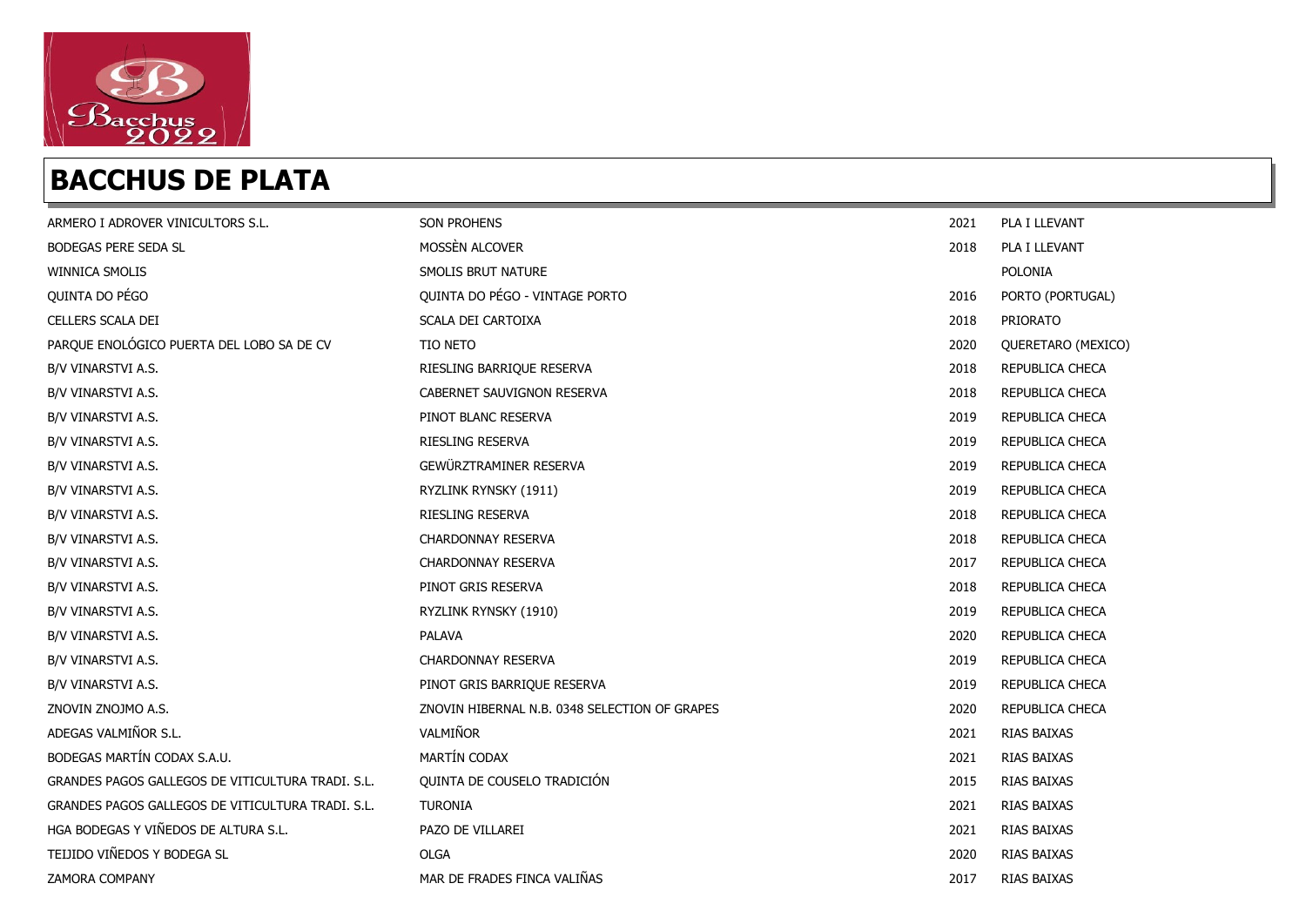# BACCHUS DE PLATA

| | | | |
|---|---|---|---|
| ARMERO I ADROVER VINICULTORS S.L. | SON PROHENS | 2021 | PLA I LLEVANT |
| BODEGAS PERE SEDA SL | MOSSÈN ALCOVER | 2018 | PLA I LLEVANT |
| WINNICA SMOLIS | SMOLIS BRUT NATURE | | POLONIA |
| QUINTA DO PÉGO | QUINTA DO PÉGO - VINTAGE PORTO | 2016 | PORTO (PORTUGAL) |
| CELLERS SCALA DEI | SCALA DEI CARTOIXA | 2018 | PRIORATO |
| PARQUE ENOLÓGICO PUERTA DEL LOBO SA DE CV | TIO NETO | 2020 | QUERETARO (MEXICO) |
| B/V VINARSTVI A.S. | RIESLING BARRIQUE RESERVA | 2018 | REPUBLICA CHECA |
| B/V VINARSTVI A.S. | CABERNET SAUVIGNON RESERVA | 2018 | REPUBLICA CHECA |
| B/V VINARSTVI A.S. | PINOT BLANC RESERVA | 2019 | REPUBLICA CHECA |
| B/V VINARSTVI A.S. | RIESLING RESERVA | 2019 | REPUBLICA CHECA |
| B/V VINARSTVI A.S. | GEWÜRZTRAMINER RESERVA | 2019 | REPUBLICA CHECA |
| B/V VINARSTVI A.S. | RYZLINK RYNSKY (1911) | 2019 | REPUBLICA CHECA |
| B/V VINARSTVI A.S. | RIESLING RESERVA | 2018 | REPUBLICA CHECA |
| B/V VINARSTVI A.S. | CHARDONNAY RESERVA | 2018 | REPUBLICA CHECA |
| B/V VINARSTVI A.S. | CHARDONNAY RESERVA | 2017 | REPUBLICA CHECA |
| B/V VINARSTVI A.S. | PINOT GRIS RESERVA | 2018 | REPUBLICA CHECA |
| B/V VINARSTVI A.S. | RYZLINK RYNSKY (1910) | 2019 | REPUBLICA CHECA |
| B/V VINARSTVI A.S. | PALAVA | 2020 | REPUBLICA CHECA |
| B/V VINARSTVI A.S. | CHARDONNAY RESERVA | 2019 | REPUBLICA CHECA |
| B/V VINARSTVI A.S. | PINOT GRIS BARRIQUE RESERVA | 2019 | REPUBLICA CHECA |
| ZNOVIN ZNOJMO A.S. | ZNOVIN HIBERNAL N.B. 0348 SELECTION OF GRAPES | 2020 | REPUBLICA CHECA |
| ADEGAS VALMIÑOR S.L. | VALMIÑOR | 2021 | RIAS BAIXAS |
| BODEGAS MARTÍN CODAX S.A.U. | MARTÍN CODAX | 2021 | RIAS BAIXAS |
| GRANDES PAGOS GALLEGOS DE VITICULTURA TRADI. S.L. | QUINTA DE COUSELO TRADICIÓN | 2015 | RIAS BAIXAS |
| GRANDES PAGOS GALLEGOS DE VITICULTURA TRADI. S.L. | TURONIA | 2021 | RIAS BAIXAS |
| HGA BODEGAS Y VIÑEDOS DE ALTURA S.L. | PAZO DE VILLAREI | 2021 | RIAS BAIXAS |
| TEIJIDO VIÑEDOS Y BODEGA SL | OLGA | 2020 | RIAS BAIXAS |
| ZAMORA COMPANY | MAR DE FRADES FINCA VALIÑAS | 2017 | RIAS BAIXAS |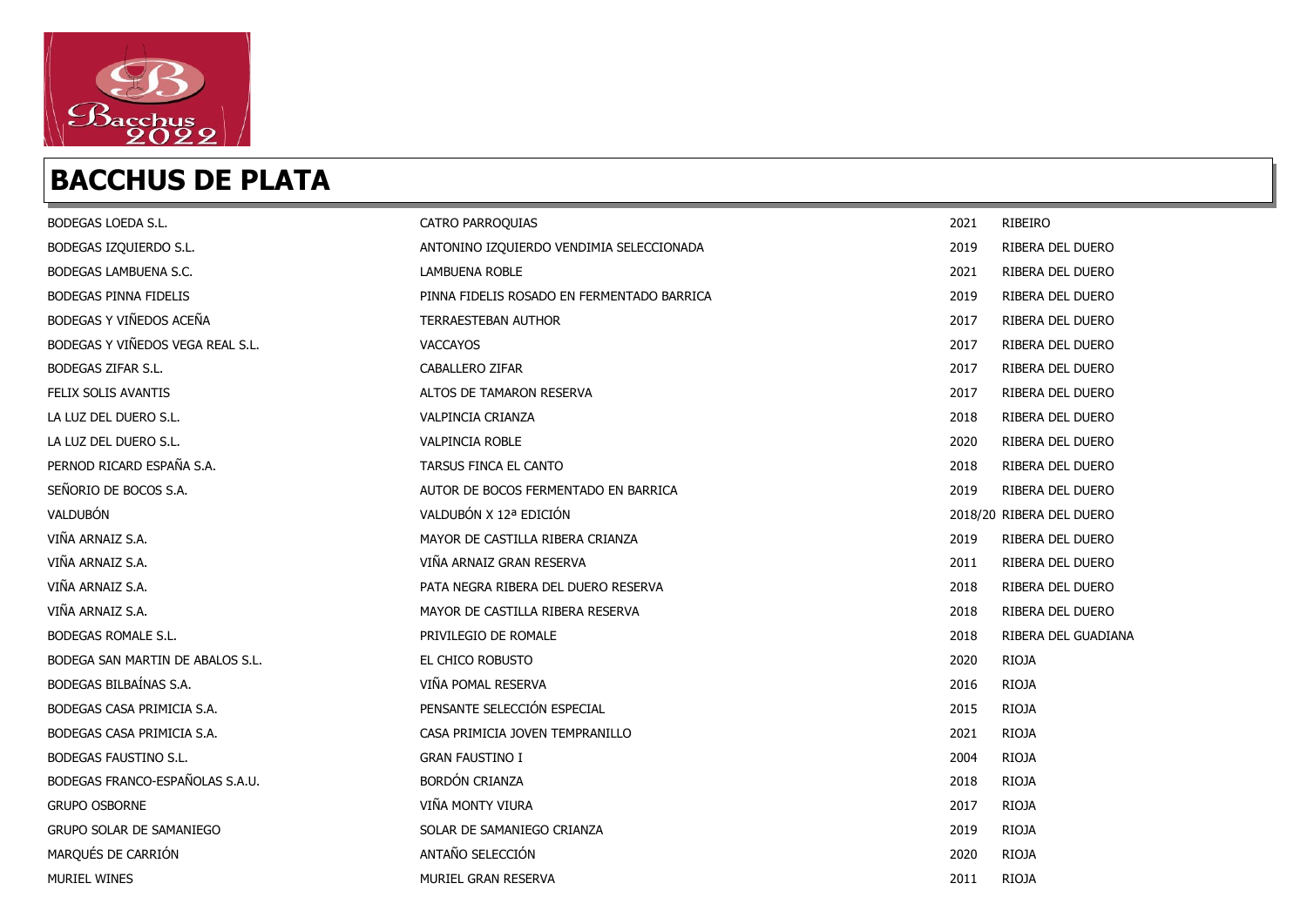## BACCHUS DE PLATA

| | | | |
|---|---|---|---|
| BODEGAS LOEDA S.L. | CATRO PARROQUIAS | 2021 | RIBEIRO |
| BODEGAS IZQUIERDO S.L. | ANTONINO IZQUIERDO VENDIMIA SELECCIONADA | 2019 | RIBERA DEL DUERO |
| BODEGAS LAMBUENA S.C. | LAMBUENA ROBLE | 2021 | RIBERA DEL DUERO |
| BODEGAS PINNA FIDELIS | PINNA FIDELIS ROSADO EN FERMENTADO BARRICA | 2019 | RIBERA DEL DUERO |
| BODEGAS Y VIÑEDOS ACEÑA | TERRAESTEBAN AUTHOR | 2017 | RIBERA DEL DUERO |
| BODEGAS Y VIÑEDOS VEGA REAL S.L. | VACCAYOS | 2017 | RIBERA DEL DUERO |
| BODEGAS ZIFAR S.L. | CABALLERO ZIFAR | 2017 | RIBERA DEL DUERO |
| FELIX SOLIS AVANTIS | ALTOS DE TAMARON RESERVA | 2017 | RIBERA DEL DUERO |
| LA LUZ DEL DUERO S.L. | VALPINCIA CRIANZA | 2018 | RIBERA DEL DUERO |
| LA LUZ DEL DUERO S.L. | VALPINCIA ROBLE | 2020 | RIBERA DEL DUERO |
| PERNOD RICARD ESPAÑA S.A. | TARSUS FINCA EL CANTO | 2018 | RIBERA DEL DUERO |
| SEÑORIO DE BOCOS S.A. | AUTOR DE BOCOS FERMENTADO EN BARRICA | 2019 | RIBERA DEL DUERO |
| VALDUBÓN | VALDUBÓN X 12ª EDICIÓN | 2018/20 | RIBERA DEL DUERO |
| VIÑA ARNAIZ S.A. | MAYOR DE CASTILLA RIBERA CRIANZA | 2019 | RIBERA DEL DUERO |
| VIÑA ARNAIZ S.A. | VIÑA ARNAIZ GRAN RESERVA | 2011 | RIBERA DEL DUERO |
| VIÑA ARNAIZ S.A. | PATA NEGRA RIBERA DEL DUERO RESERVA | 2018 | RIBERA DEL DUERO |
| VIÑA ARNAIZ S.A. | MAYOR DE CASTILLA RIBERA RESERVA | 2018 | RIBERA DEL DUERO |
| BODEGAS ROMALE S.L. | PRIVILEGIO DE ROMALE | 2018 | RIBERA DEL GUADIANA |
| BODEGA SAN MARTIN DE ABALOS S.L. | EL CHICO ROBUSTO | 2020 | RIOJA |
| BODEGAS BILBAÍNAS S.A. | VIÑA POMAL RESERVA | 2016 | RIOJA |
| BODEGAS CASA PRIMICIA S.A. | PENSANTE SELECCIÓN ESPECIAL | 2015 | RIOJA |
| BODEGAS CASA PRIMICIA S.A. | CASA PRIMICIA JOVEN TEMPRANILLO | 2021 | RIOJA |
| BODEGAS FAUSTINO S.L. | GRAN FAUSTINO I | 2004 | RIOJA |
| BODEGAS FRANCO-ESPAÑOLAS S.A.U. | BORDÓN CRIANZA | 2018 | RIOJA |
| GRUPO OSBORNE | VIÑA MONTY VIURA | 2017 | RIOJA |
| GRUPO SOLAR DE SAMANIEGO | SOLAR DE SAMANIEGO CRIANZA | 2019 | RIOJA |
| MARQUÉS DE CARRIÓN | ANTAÑO SELECCIÓN | 2020 | RIOJA |
| MURIEL WINES | MURIEL GRAN RESERVA | 2011 | RIOJA |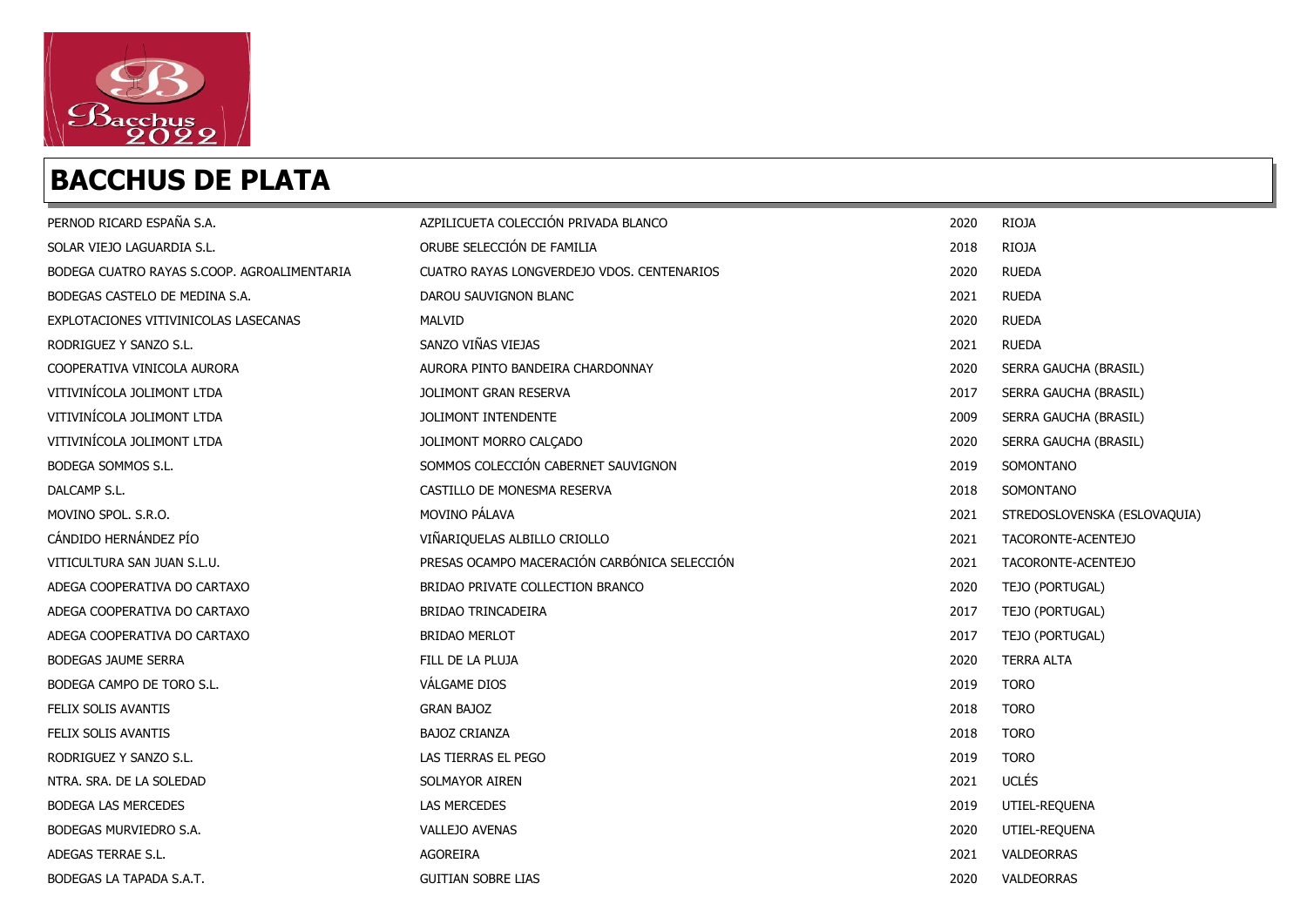## BACCHUS DE PLATA

| | | | |
|---|---|---|---|
| PERNOD RICARD ESPAÑA S.A. | AZPILICUETA COLECCIÓN PRIVADA BLANCO | 2020 | RIOJA |
| SOLAR VIEJO LAGUARDIA S.L. | ORUBE SELECCIÓN DE FAMILIA | 2018 | RIOJA |
| BODEGA CUATRO RAYAS S.COOP. AGROALIMENTARIA | CUATRO RAYAS LONGVERDEJO VDOS. CENTENARIOS | 2020 | RUEDA |
| BODEGAS CASTELO DE MEDINA S.A. | DAROU SAUVIGNON BLANC | 2021 | RUEDA |
| EXPLOTACIONES VITIVINICOLAS LASECANAS | MALVID | 2020 | RUEDA |
| RODRIGUEZ Y SANZO S.L. | SANZO VIÑAS VIEJAS | 2021 | RUEDA |
| COOPERATIVA VINICOLA AURORA | AURORA PINTO BANDEIRA CHARDONNAY | 2020 | SERRA GAUCHA (BRASIL) |
| VITIVINÍCOLA JOLIMONT LTDA | JOLIMONT GRAN RESERVA | 2017 | SERRA GAUCHA (BRASIL) |
| VITIVINÍCOLA JOLIMONT LTDA | JOLIMONT INTENDENTE | 2009 | SERRA GAUCHA (BRASIL) |
| VITIVINÍCOLA JOLIMONT LTDA | JOLIMONT MORRO CALÇADO | 2020 | SERRA GAUCHA (BRASIL) |
| BODEGA SOMMOS S.L. | SOMMOS COLECCIÓN CABERNET SAUVIGNON | 2019 | SOMONTANO |
| DALCAMP S.L. | CASTILLO DE MONESMA RESERVA | 2018 | SOMONTANO |
| MOVINO SPOL. S.R.O. | MOVINO PÁLAVA | 2021 | STREDOSLOVENSKA (ESLOVAQUIA) |
| CÁNDIDO HERNÁNDEZ PÍO | VIÑARIQUELAS ALBILLO CRIOLLO | 2021 | TACORONTE-ACENTEJO |
| VITICULTURA SAN JUAN S.L.U. | PRESAS OCAMPO MACERACIÓN CARBÓNICA SELECCIÓN | 2021 | TACORONTE-ACENTEJO |
| ADEGA COOPERATIVA DO CARTAXO | BRIDAO PRIVATE COLLECTION BRANCO | 2020 | TEJO (PORTUGAL) |
| ADEGA COOPERATIVA DO CARTAXO | BRIDAO TRINCADEIRA | 2017 | TEJO (PORTUGAL) |
| ADEGA COOPERATIVA DO CARTAXO | BRIDAO MERLOT | 2017 | TEJO (PORTUGAL) |
| BODEGAS JAUME SERRA | FILL DE LA PLUJA | 2020 | TERRA ALTA |
| BODEGA CAMPO DE TORO S.L. | VÁLGAME DIOS | 2019 | TORO |
| FELIX SOLIS AVANTIS | GRAN BAJOZ | 2018 | TORO |
| FELIX SOLIS AVANTIS | BAJOZ CRIANZA | 2018 | TORO |
| RODRIGUEZ Y SANZO S.L. | LAS TIERRAS EL PEGO | 2019 | TORO |
| NTRA. SRA. DE LA SOLEDAD | SOLMAYOR AIREN | 2021 | UCLÉS |
| BODEGA LAS MERCEDES | LAS MERCEDES | 2019 | UTIEL-REQUENA |
| BODEGAS MURVIEDRO S.A. | VALLEJO AVENAS | 2020 | UTIEL-REQUENA |
| ADEGAS TERRAE S.L. | AGOREIRA | 2021 | VALDEORRAS |
| BODEGAS LA TAPADA S.A.T. | GUITIAN SOBRE LIAS | 2020 | VALDEORRAS |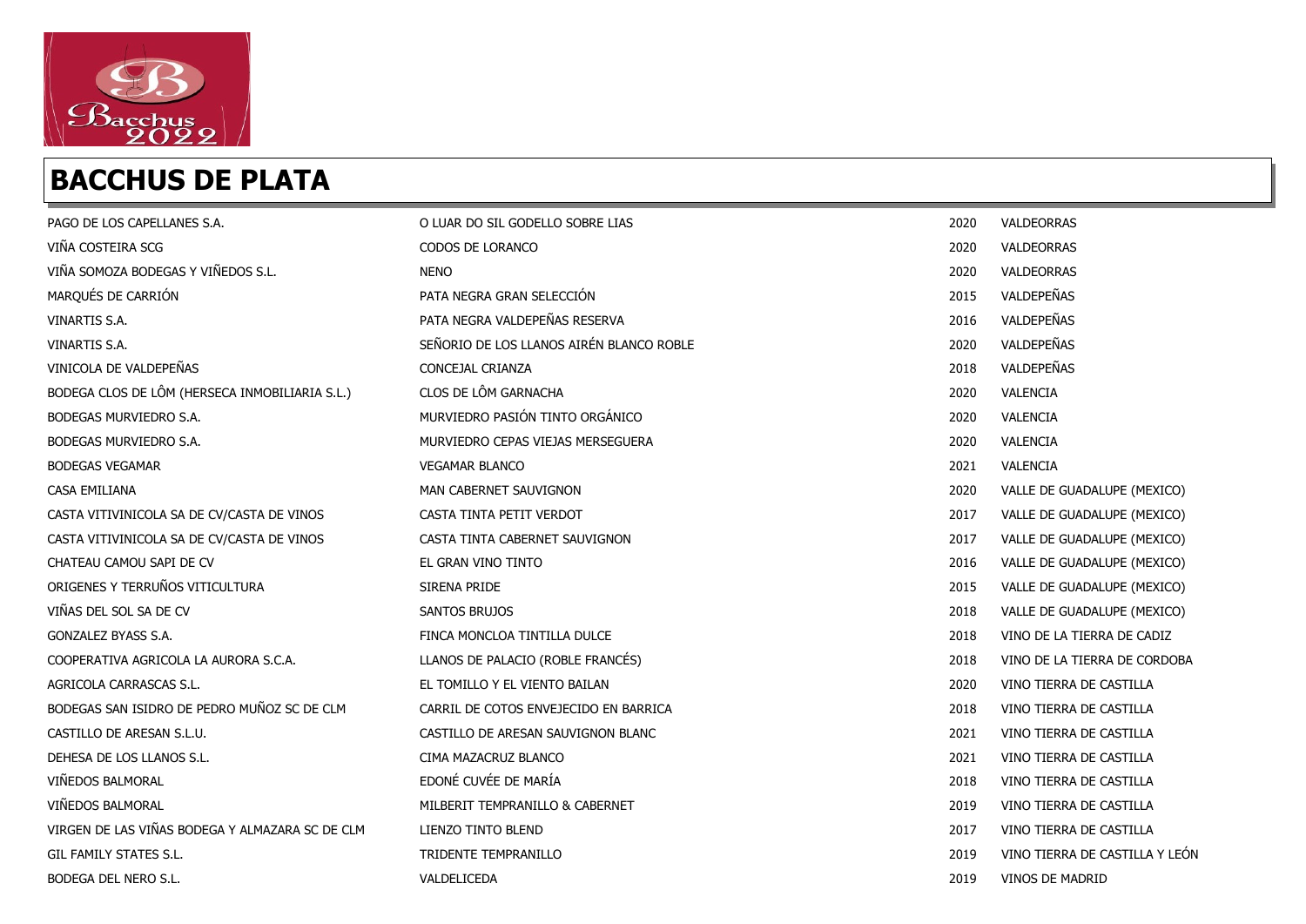## BACCHUS DE PLATA

| | | | |
|---|---|---|---|
| PAGO DE LOS CAPELLANES S.A. | O LUAR DO SIL GODELLO SOBRE LIAS | 2020 | VALDEORRAS |
| VIÑA COSTEIRA SCG | CODOS DE LORANCO | 2020 | VALDEORRAS |
| VIÑA SOMOZA BODEGAS Y VIÑEDOS S.L. | NENO | 2020 | VALDEORRAS |
| MARQUÉS DE CARRIÓN | PATA NEGRA GRAN SELECCIÓN | 2015 | VALDEPEÑAS |
| VINARTIS S.A. | PATA NEGRA VALDEPEÑAS RESERVA | 2016 | VALDEPEÑAS |
| VINARTIS S.A. | SEÑORIO DE LOS LLANOS AIRÉN BLANCO ROBLE | 2020 | VALDEPEÑAS |
| VINICOLA DE VALDEPEÑAS | CONCEJAL CRIANZA | 2018 | VALDEPEÑAS |
| BODEGA CLOS DE LÔM (HERSECA INMOBILIARIA S.L.) | CLOS DE LÔM GARNACHA | 2020 | VALENCIA |
| BODEGAS MURVIEDRO S.A. | MURVIEDRO PASIÓN TINTO ORGÁNICO | 2020 | VALENCIA |
| BODEGAS MURVIEDRO S.A. | MURVIEDRO CEPAS VIEJAS MERSEGUERA | 2020 | VALENCIA |
| BODEGAS VEGAMAR | VEGAMAR BLANCO | 2021 | VALENCIA |
| CASA EMILIANA | MAN CABERNET SAUVIGNON | 2020 | VALLE DE GUADALUPE (MEXICO) |
| CASTA VITIVINICOLA SA DE CV/CASTA DE VINOS | CASTA TINTA PETIT VERDOT | 2017 | VALLE DE GUADALUPE (MEXICO) |
| CASTA VITIVINICOLA SA DE CV/CASTA DE VINOS | CASTA TINTA CABERNET SAUVIGNON | 2017 | VALLE DE GUADALUPE (MEXICO) |
| CHATEAU CAMOU SAPI DE CV | EL GRAN VINO TINTO | 2016 | VALLE DE GUADALUPE (MEXICO) |
| ORIGENES Y TERRUÑOS VITICULTURA | SIRENA PRIDE | 2015 | VALLE DE GUADALUPE (MEXICO) |
| VIÑAS DEL SOL SA DE CV | SANTOS BRUJOS | 2018 | VALLE DE GUADALUPE (MEXICO) |
| GONZALEZ BYASS S.A. | FINCA MONCLOA TINTILLA DULCE | 2018 | VINO DE LA TIERRA DE CADIZ |
| COOPERATIVA AGRICOLA LA AURORA S.C.A. | LLANOS DE PALACIO (ROBLE FRANCÉS) | 2018 | VINO DE LA TIERRA DE CORDOBA |
| AGRICOLA CARRASCAS S.L. | EL TOMILLO Y EL VIENTO BAILAN | 2020 | VINO TIERRA DE CASTILLA |
| BODEGAS SAN ISIDRO DE PEDRO MUÑOZ SC DE CLM | CARRIL DE COTOS ENVEJECIDO EN BARRICA | 2018 | VINO TIERRA DE CASTILLA |
| CASTILLO DE ARESAN S.L.U. | CASTILLO DE ARESAN SAUVIGNON BLANC | 2021 | VINO TIERRA DE CASTILLA |
| DEHESA DE LOS LLANOS S.L. | CIMA MAZACRUZ BLANCO | 2021 | VINO TIERRA DE CASTILLA |
| VIÑEDOS BALMORAL | EDONÉ CUVÉE DE MARÍA | 2018 | VINO TIERRA DE CASTILLA |
| VIÑEDOS BALMORAL | MILBERIT TEMPRANILLO & CABERNET | 2019 | VINO TIERRA DE CASTILLA |
| VIRGEN DE LAS VIÑAS BODEGA Y ALMAZARA SC DE CLM | LIENZO TINTO BLEND | 2017 | VINO TIERRA DE CASTILLA |
| GIL FAMILY STATES S.L. | TRIDENTE TEMPRANILLO | 2019 | VINO TIERRA DE CASTILLA Y LEÓN |
| BODEGA DEL NERO S.L. | VALDELICEDA | 2019 | VINOS DE MADRID |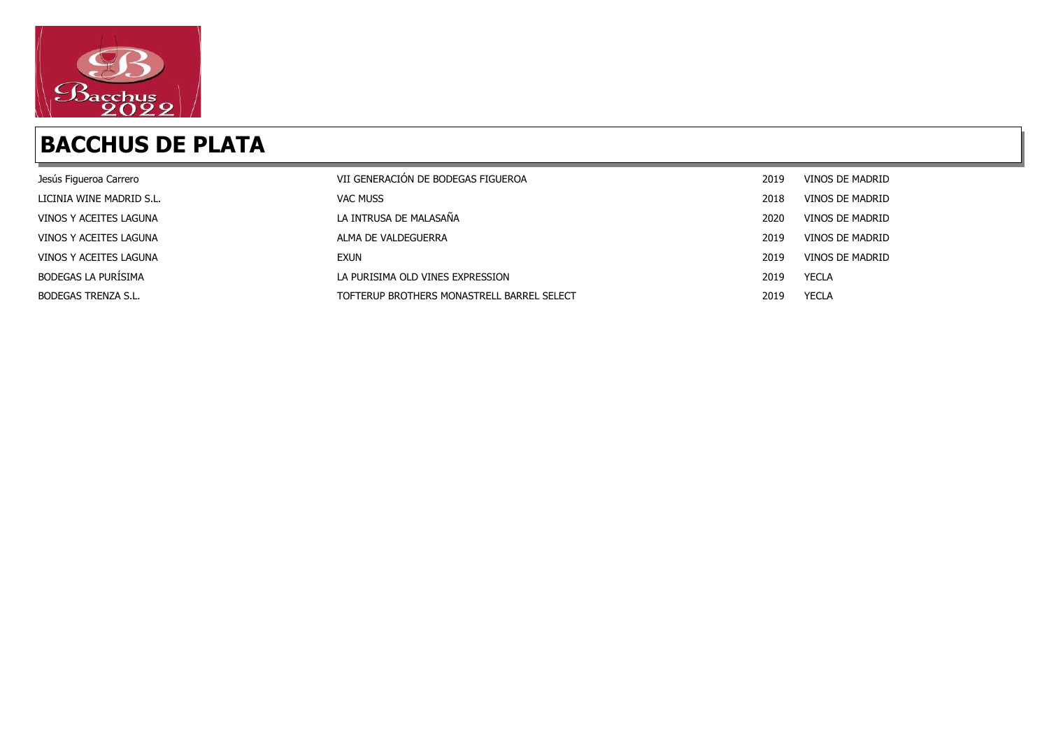## BACCHUS DE PLATA

| | | | |
|---|---|---|---|
| Jesús Figueroa Carrero | VII GENERACIÓN DE BODEGAS FIGUEROA | 2019 | VINOS DE MADRID |
| LICINIA WINE MADRID S.L. | VAC MUSS | 2018 | VINOS DE MADRID |
| VINOS Y ACEITES LAGUNA | LA INTRUSA DE MALASAÑA | 2020 | VINOS DE MADRID |
| VINOS Y ACEITES LAGUNA | ALMA DE VALDEGUERRA | 2019 | VINOS DE MADRID |
| VINOS Y ACEITES LAGUNA | EXUN | 2019 | VINOS DE MADRID |
| BODEGAS LA PURÍSIMA | LA PURISIMA OLD VINES EXPRESSION | 2019 | YECLA |
| BODEGAS TRENZA S.L. | TOFTERUP BROTHERS MONASTRELL BARREL SELECT | 2019 | YECLA |